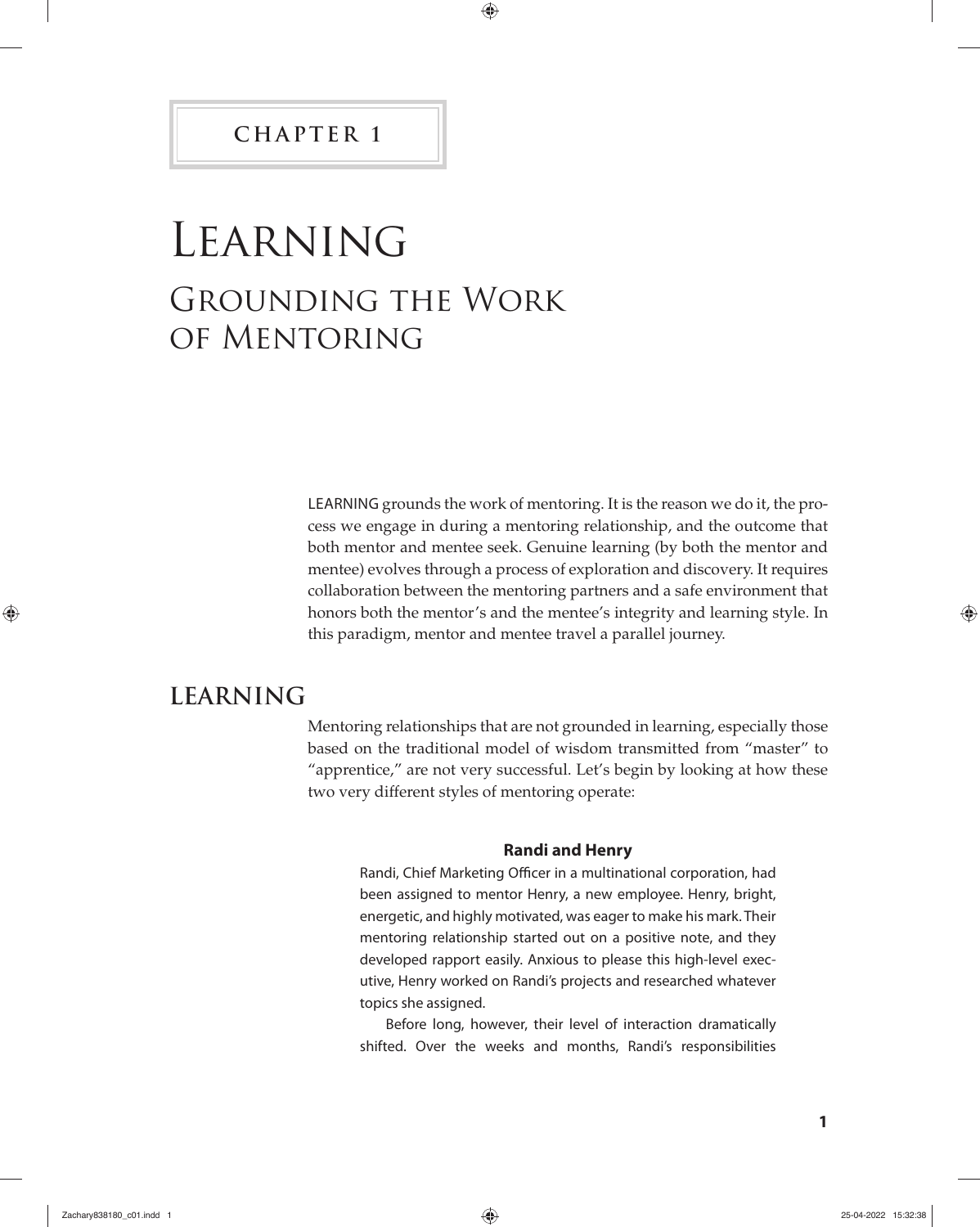CHAPTER 1

# Learning

## Grounding the Work of Mentoring

LEARNING grounds the work of mentoring. It is the reason we do it, the process we engage in during a mentoring relationship, and the outcome that both mentor and mentee seek. Genuine learning (by both the mentor and mentee) evolves through a process of exploration and discovery. It requires collaboration between the mentoring partners and a safe environment that honors both the mentor's and the mentee's integrity and learning style. In this paradigm, mentor and mentee travel a parallel journey.

## LEARNING

Mentoring relationships that are not grounded in learning, especially those based on the traditional model of wisdom transmitted from "master" to "apprentice," are not very successful. Let's begin by looking at how these two very different styles of mentoring operate:

**Randi and Henry**

Randi, Chief Marketing Officer in a multinational corporation, had been assigned to mentor Henry, a new employee. Henry, bright, energetic, and highly motivated, was eager to make his mark. Their mentoring relationship started out on a positive note, and they developed rapport easily. Anxious to please this high-level executive, Henry worked on Randi's projects and researched whatever topics she assigned.

Before long, however, their level of interaction dramatically shifted. Over the weeks and months, Randi's responsibilities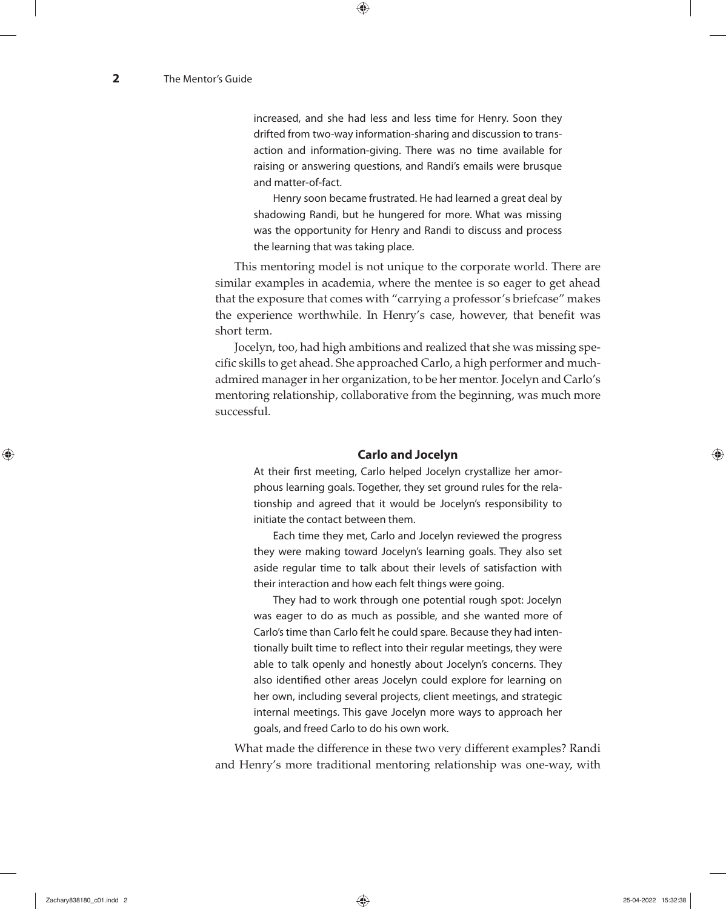increased, and she had less and less time for Henry. Soon they drifted from two-way information-sharing and discussion to transaction and information-giving. There was no time available for raising or answering questions, and Randi's emails were brusque and matter-of-fact.

Henry soon became frustrated. He had learned a great deal by shadowing Randi, but he hungered for more. What was missing was the opportunity for Henry and Randi to discuss and process the learning that was taking place.

This mentoring model is not unique to the corporate world. There are similar examples in academia, where the mentee is so eager to get ahead that the exposure that comes with "carrying a professor's briefcase" makes the experience worthwhile. In Henry's case, however, that benefit was short term.

Jocelyn, too, had high ambitions and realized that she was missing specific skills to get ahead. She approached Carlo, a high performer and much-admired manager in her organization, to be her mentor. Jocelyn and Carlo's mentoring relationship, collaborative from the beginning, was much more successful.

**Carlo and Jocelyn**

At their first meeting, Carlo helped Jocelyn crystallize her amorphous learning goals. Together, they set ground rules for the relationship and agreed that it would be Jocelyn's responsibility to initiate the contact between them.

Each time they met, Carlo and Jocelyn reviewed the progress they were making toward Jocelyn's learning goals. They also set aside regular time to talk about their levels of satisfaction with their interaction and how each felt things were going.

They had to work through one potential rough spot: Jocelyn was eager to do as much as possible, and she wanted more of Carlo's time than Carlo felt he could spare. Because they had intentionally built time to reflect into their regular meetings, they were able to talk openly and honestly about Jocelyn's concerns. They also identified other areas Jocelyn could explore for learning on her own, including several projects, client meetings, and strategic internal meetings. This gave Jocelyn more ways to approach her goals, and freed Carlo to do his own work.

What made the difference in these two very different examples? Randi and Henry's more traditional mentoring relationship was one-way, with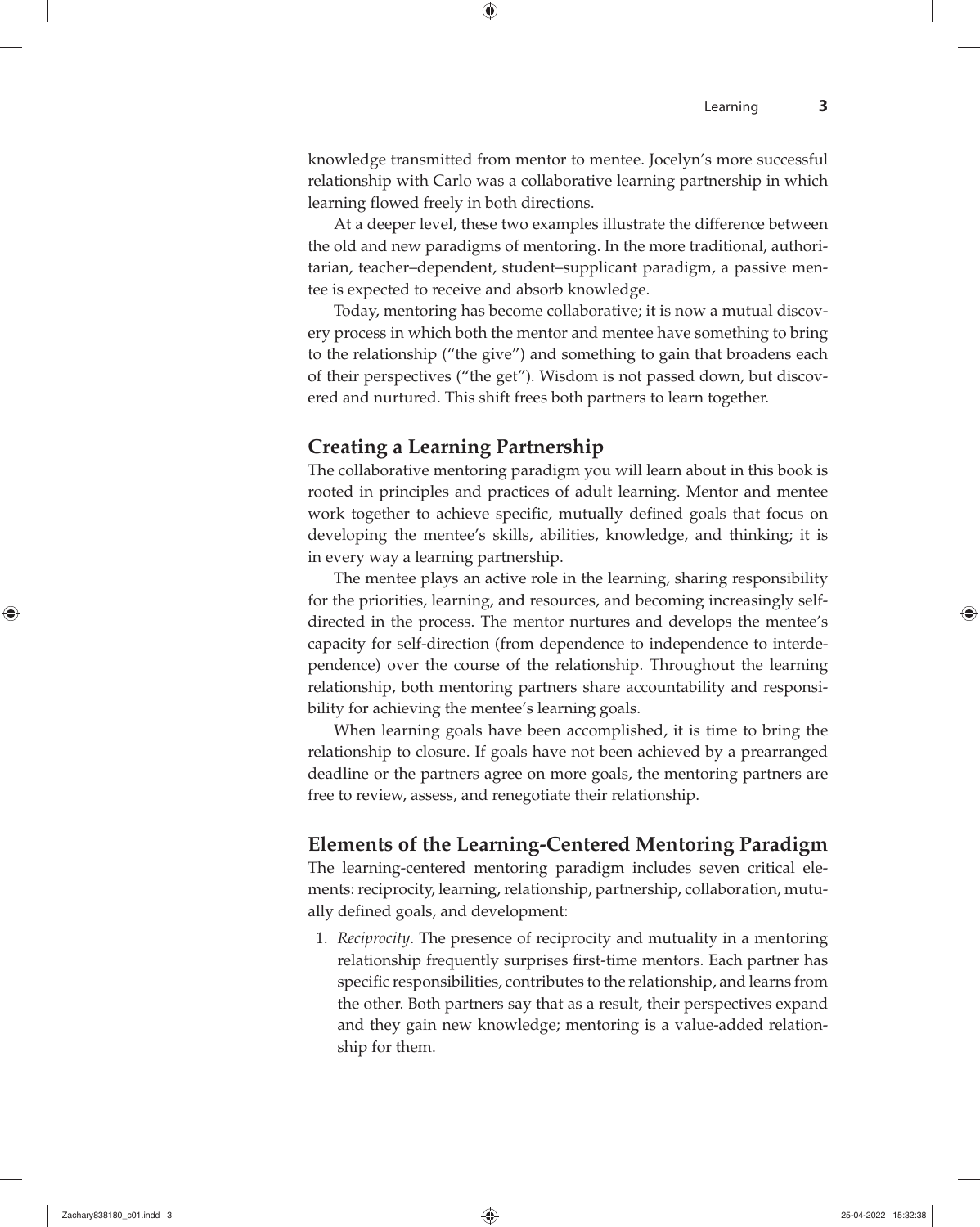knowledge transmitted from mentor to mentee. Jocelyn's more successful relationship with Carlo was a collaborative learning partnership in which learning flowed freely in both directions.

At a deeper level, these two examples illustrate the difference between the old and new paradigms of mentoring. In the more traditional, authoritarian, teacher–dependent, student–supplicant paradigm, a passive mentee is expected to receive and absorb knowledge.

Today, mentoring has become collaborative; it is now a mutual discovery process in which both the mentor and mentee have something to bring to the relationship ("the give") and something to gain that broadens each of their perspectives ("the get"). Wisdom is not passed down, but discovered and nurtured. This shift frees both partners to learn together.

## Creating a Learning Partnership

The collaborative mentoring paradigm you will learn about in this book is rooted in principles and practices of adult learning. Mentor and mentee work together to achieve specific, mutually defined goals that focus on developing the mentee's skills, abilities, knowledge, and thinking; it is in every way a learning partnership.

The mentee plays an active role in the learning, sharing responsibility for the priorities, learning, and resources, and becoming increasingly self-directed in the process. The mentor nurtures and develops the mentee's capacity for self-direction (from dependence to independence to interdependence) over the course of the relationship. Throughout the learning relationship, both mentoring partners share accountability and responsibility for achieving the mentee's learning goals.

When learning goals have been accomplished, it is time to bring the relationship to closure. If goals have not been achieved by a prearranged deadline or the partners agree on more goals, the mentoring partners are free to review, assess, and renegotiate their relationship.

## Elements of the Learning-Centered Mentoring Paradigm

The learning-centered mentoring paradigm includes seven critical elements: reciprocity, learning, relationship, partnership, collaboration, mutually defined goals, and development:

1. *Reciprocity*. The presence of reciprocity and mutuality in a mentoring relationship frequently surprises first-time mentors. Each partner has specific responsibilities, contributes to the relationship, and learns from the other. Both partners say that as a result, their perspectives expand and they gain new knowledge; mentoring is a value-added relationship for them.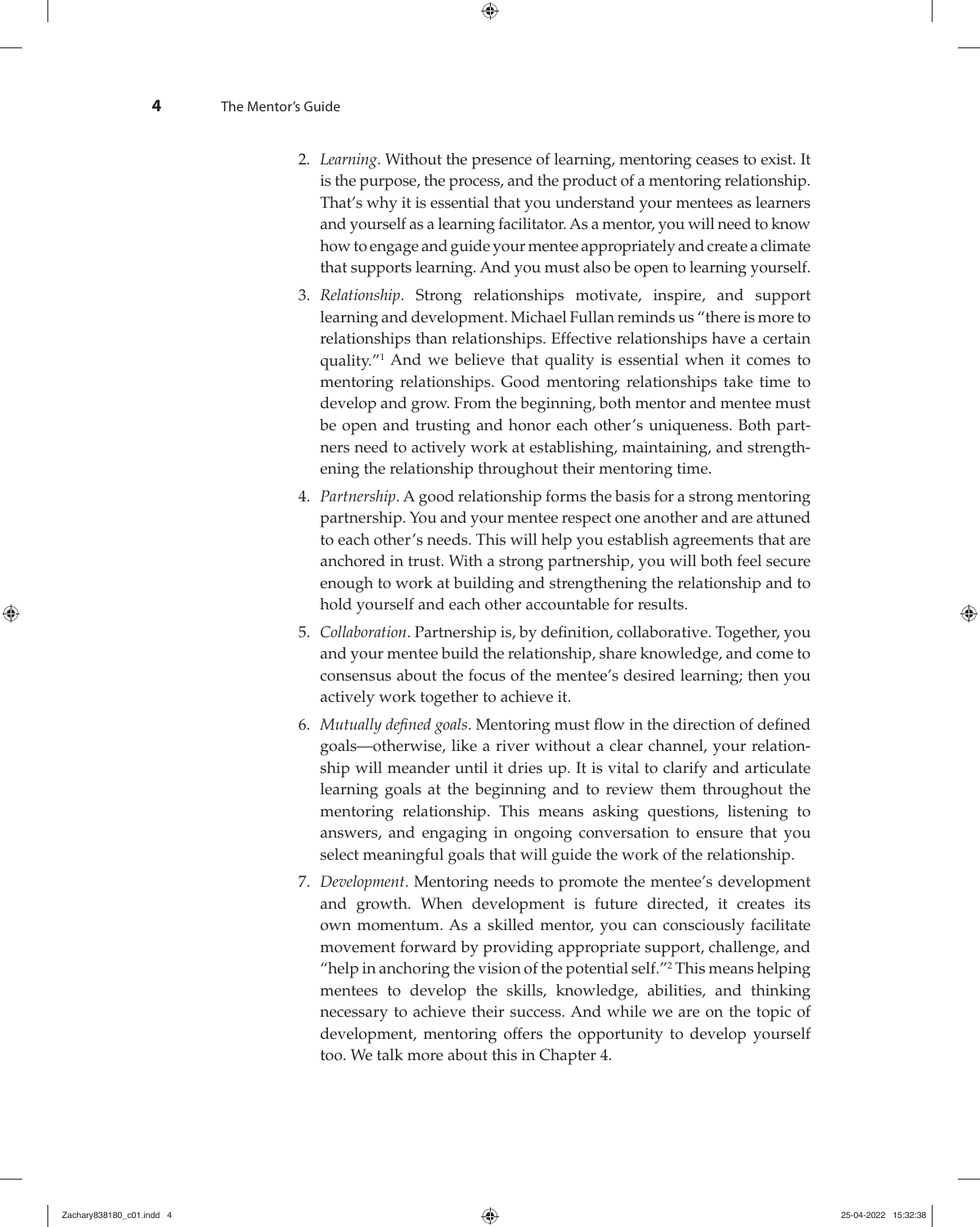2. *Learning*. Without the presence of learning, mentoring ceases to exist. It is the purpose, the process, and the product of a mentoring relationship. That's why it is essential that you understand your mentees as learners and yourself as a learning facilitator. As a mentor, you will need to know how to engage and guide your mentee appropriately and create a climate that supports learning. And you must also be open to learning yourself.
3. *Relationship*. Strong relationships motivate, inspire, and support learning and development. Michael Fullan reminds us "there is more to relationships than relationships. Effective relationships have a certain quality."[1] And we believe that quality is essential when it comes to mentoring relationships. Good mentoring relationships take time to develop and grow. From the beginning, both mentor and mentee must be open and trusting and honor each other's uniqueness. Both partners need to actively work at establishing, maintaining, and strengthening the relationship throughout their mentoring time.
4. *Partnership*. A good relationship forms the basis for a strong mentoring partnership. You and your mentee respect one another and are attuned to each other's needs. This will help you establish agreements that are anchored in trust. With a strong partnership, you will both feel secure enough to work at building and strengthening the relationship and to hold yourself and each other accountable for results.
5. *Collaboration*. Partnership is, by definition, collaborative. Together, you and your mentee build the relationship, share knowledge, and come to consensus about the focus of the mentee's desired learning; then you actively work together to achieve it.
6. *Mutually defined goals*. Mentoring must flow in the direction of defined goals—otherwise, like a river without a clear channel, your relationship will meander until it dries up. It is vital to clarify and articulate learning goals at the beginning and to review them throughout the mentoring relationship. This means asking questions, listening to answers, and engaging in ongoing conversation to ensure that you select meaningful goals that will guide the work of the relationship.
7. *Development*. Mentoring needs to promote the mentee's development and growth. When development is future directed, it creates its own momentum. As a skilled mentor, you can consciously facilitate movement forward by providing appropriate support, challenge, and "help in anchoring the vision of the potential self."[2] This means helping mentees to develop the skills, knowledge, abilities, and thinking necessary to achieve their success. And while we are on the topic of development, mentoring offers the opportunity to develop yourself too. We talk more about this in Chapter 4.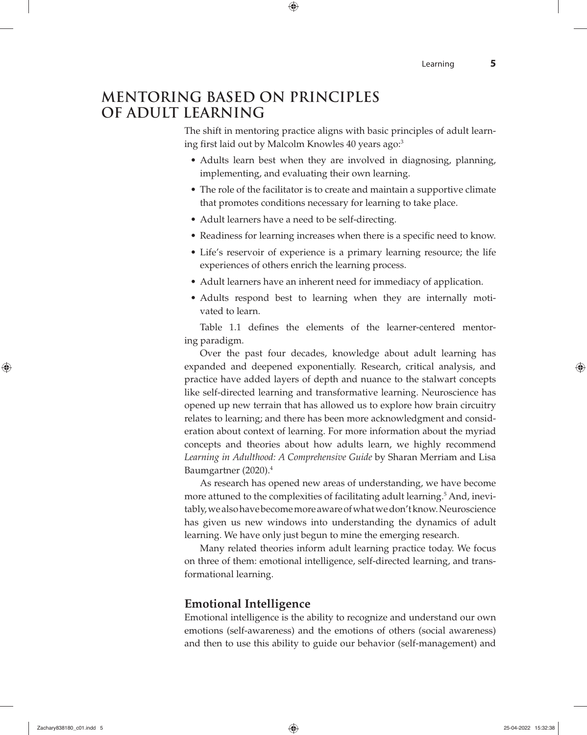# MENTORING BASED ON PRINCIPLES OF ADULT LEARNING

The shift in mentoring practice aligns with basic principles of adult learning first laid out by Malcolm Knowles 40 years ago:[3]

- Adults learn best when they are involved in diagnosing, planning, implementing, and evaluating their own learning.
- The role of the facilitator is to create and maintain a supportive climate that promotes conditions necessary for learning to take place.
- Adult learners have a need to be self-directing.
- Readiness for learning increases when there is a specific need to know.
- Life's reservoir of experience is a primary learning resource; the life experiences of others enrich the learning process.
- Adult learners have an inherent need for immediacy of application.
- Adults respond best to learning when they are internally motivated to learn.

Table 1.1 defines the elements of the learner-centered mentoring paradigm.

Over the past four decades, knowledge about adult learning has expanded and deepened exponentially. Research, critical analysis, and practice have added layers of depth and nuance to the stalwart concepts like self-directed learning and transformative learning. Neuroscience has opened up new terrain that has allowed us to explore how brain circuitry relates to learning; and there has been more acknowledgment and consideration about context of learning. For more information about the myriad concepts and theories about how adults learn, we highly recommend *Learning in Adulthood: A Comprehensive Guide* by Sharan Merriam and Lisa Baumgartner (2020).[4]

As research has opened new areas of understanding, we have become more attuned to the complexities of facilitating adult learning.[5] And, inevitably, we also have become more aware of what we don't know. Neuroscience has given us new windows into understanding the dynamics of adult learning. We have only just begun to mine the emerging research.

Many related theories inform adult learning practice today. We focus on three of them: emotional intelligence, self-directed learning, and transformational learning.

## Emotional Intelligence

Emotional intelligence is the ability to recognize and understand our own emotions (self-awareness) and the emotions of others (social awareness) and then to use this ability to guide our behavior (self-management) and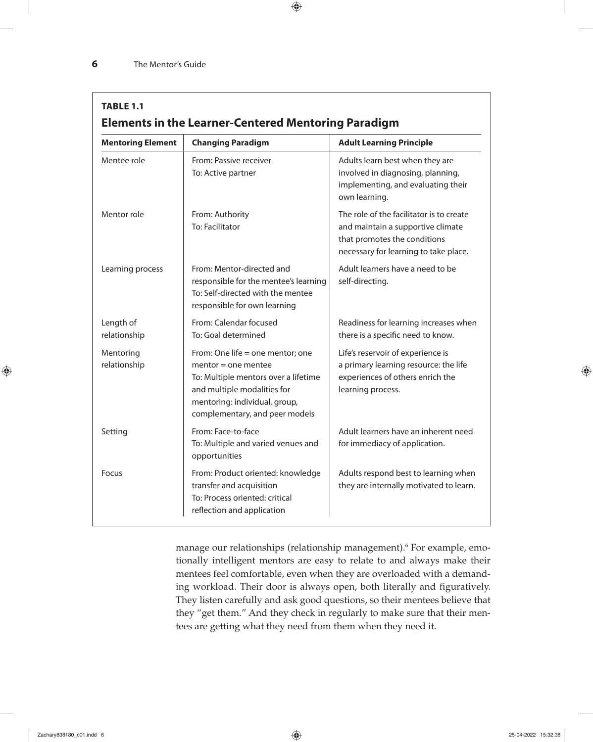**TABLE 1.1**

**Elements in the Learner-Centered Mentoring Paradigm**

| Mentoring Element | Changing Paradigm | Adult Learning Principle |
| --- | --- | --- |
| Mentee role | From: Passive receiver<br>To: Active partner | Adults learn best when they are involved in diagnosing, planning, implementing, and evaluating their own learning. |
| Mentor role | From: Authority<br>To: Facilitator | The role of the facilitator is to create and maintain a supportive climate that promotes the conditions necessary for learning to take place. |
| Learning process | From: Mentor-directed and responsible for the mentee's learning<br>To: Self-directed with the mentee responsible for own learning | Adult learners have a need to be self-directing. |
| Length of relationship | From: Calendar focused<br>To: Goal determined | Readiness for learning increases when there is a specific need to know. |
| Mentoring relationship | From: One life = one mentor; one mentor = one mentee<br>To: Multiple mentors over a lifetime and multiple modalities for mentoring: individual, group, complementary, and peer models | Life's reservoir of experience is a primary learning resource: the life experiences of others enrich the learning process. |
| Setting | From: Face-to-face<br>To: Multiple and varied venues and opportunities | Adult learners have an inherent need for immediacy of application. |
| Focus | From: Product oriented: knowledge transfer and acquisition<br>To: Process oriented: critical reflection and application | Adults respond best to learning when they are internally motivated to learn. |

manage our relationships (relationship management).[6] For example, emotionally intelligent mentors are easy to relate to and always make their mentees feel comfortable, even when they are overloaded with a demanding workload. Their door is always open, both literally and figuratively. They listen carefully and ask good questions, so their mentees believe that they "get them." And they check in regularly to make sure that their mentees are getting what they need from them when they need it.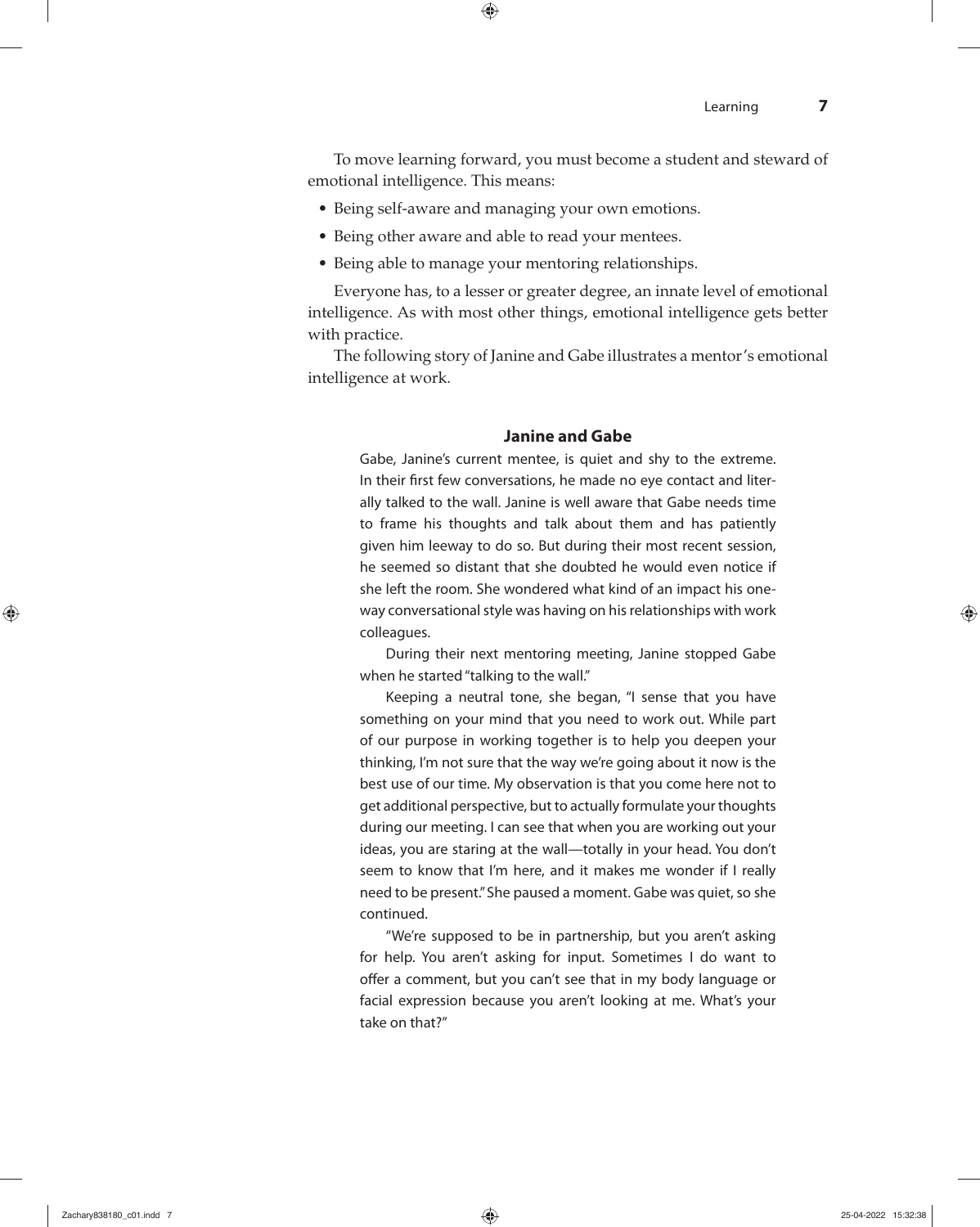To move learning forward, you must become a student and steward of emotional intelligence. This means:

- Being self-aware and managing your own emotions.
- Being other aware and able to read your mentees.
- Being able to manage your mentoring relationships.

Everyone has, to a lesser or greater degree, an innate level of emotional intelligence. As with most other things, emotional intelligence gets better with practice.

The following story of Janine and Gabe illustrates a mentor's emotional intelligence at work.

### Janine and Gabe

Gabe, Janine's current mentee, is quiet and shy to the extreme. In their first few conversations, he made no eye contact and literally talked to the wall. Janine is well aware that Gabe needs time to frame his thoughts and talk about them and has patiently given him leeway to do so. But during their most recent session, he seemed so distant that she doubted he would even notice if she left the room. She wondered what kind of an impact his one-way conversational style was having on his relationships with work colleagues.

During their next mentoring meeting, Janine stopped Gabe when he started "talking to the wall."

Keeping a neutral tone, she began, "I sense that you have something on your mind that you need to work out. While part of our purpose in working together is to help you deepen your thinking, I'm not sure that the way we're going about it now is the best use of our time. My observation is that you come here not to get additional perspective, but to actually formulate your thoughts during our meeting. I can see that when you are working out your ideas, you are staring at the wall—totally in your head. You don't seem to know that I'm here, and it makes me wonder if I really need to be present." She paused a moment. Gabe was quiet, so she continued.

"We're supposed to be in partnership, but you aren't asking for help. You aren't asking for input. Sometimes I do want to offer a comment, but you can't see that in my body language or facial expression because you aren't looking at me. What's your take on that?"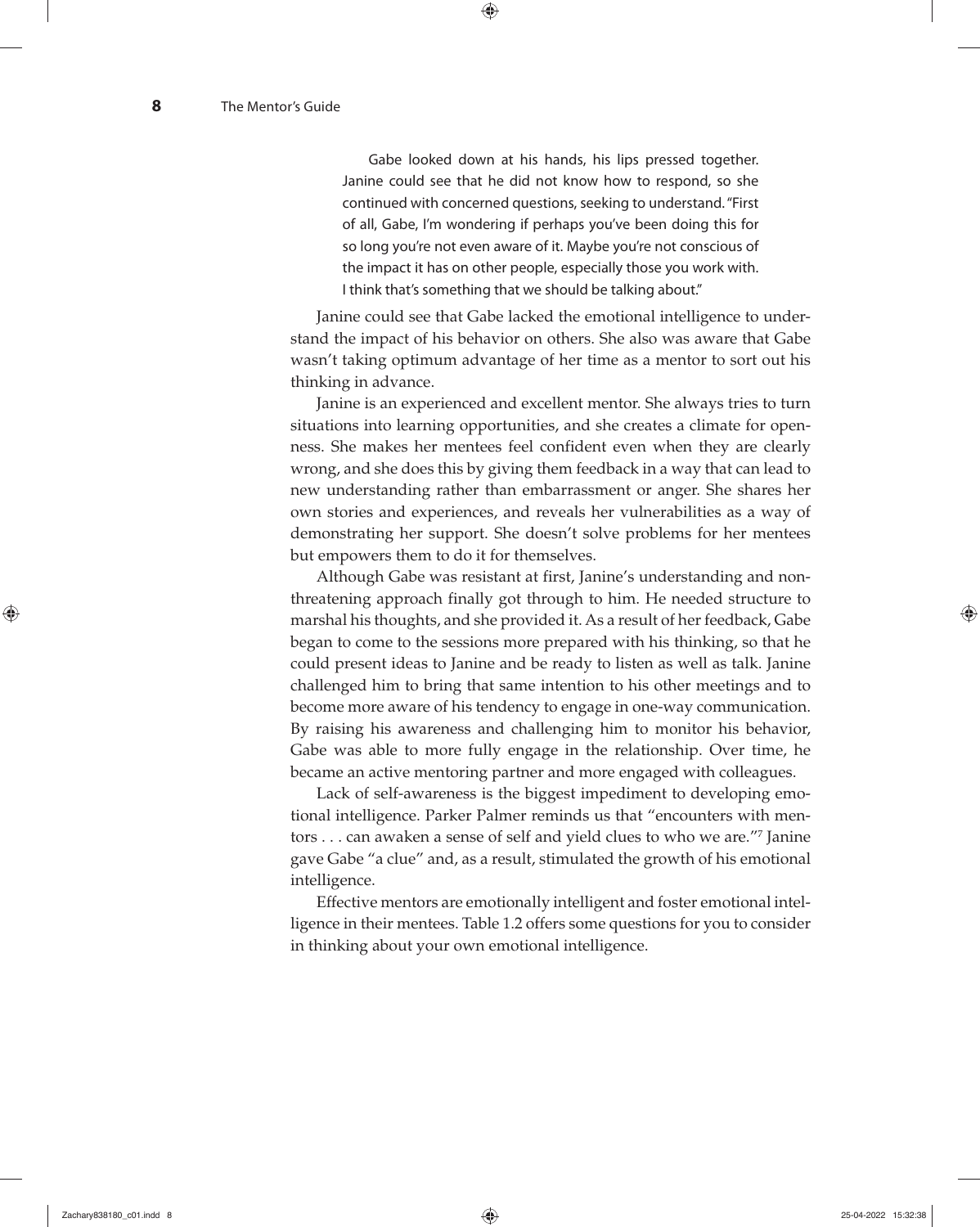> Gabe looked down at his hands, his lips pressed together. Janine could see that he did not know how to respond, so she continued with concerned questions, seeking to understand. "First of all, Gabe, I'm wondering if perhaps you've been doing this for so long you're not even aware of it. Maybe you're not conscious of the impact it has on other people, especially those you work with. I think that's something that we should be talking about."

Janine could see that Gabe lacked the emotional intelligence to understand the impact of his behavior on others. She also was aware that Gabe wasn't taking optimum advantage of her time as a mentor to sort out his thinking in advance.

Janine is an experienced and excellent mentor. She always tries to turn situations into learning opportunities, and she creates a climate for openness. She makes her mentees feel confident even when they are clearly wrong, and she does this by giving them feedback in a way that can lead to new understanding rather than embarrassment or anger. She shares her own stories and experiences, and reveals her vulnerabilities as a way of demonstrating her support. She doesn't solve problems for her mentees but empowers them to do it for themselves.

Although Gabe was resistant at first, Janine's understanding and nonthreatening approach finally got through to him. He needed structure to marshal his thoughts, and she provided it. As a result of her feedback, Gabe began to come to the sessions more prepared with his thinking, so that he could present ideas to Janine and be ready to listen as well as talk. Janine challenged him to bring that same intention to his other meetings and to become more aware of his tendency to engage in one-way communication. By raising his awareness and challenging him to monitor his behavior, Gabe was able to more fully engage in the relationship. Over time, he became an active mentoring partner and more engaged with colleagues.

Lack of self-awareness is the biggest impediment to developing emotional intelligence. Parker Palmer reminds us that "encounters with mentors . . . can awaken a sense of self and yield clues to who we are."[7] Janine gave Gabe "a clue" and, as a result, stimulated the growth of his emotional intelligence.

Effective mentors are emotionally intelligent and foster emotional intelligence in their mentees. Table 1.2 offers some questions for you to consider in thinking about your own emotional intelligence.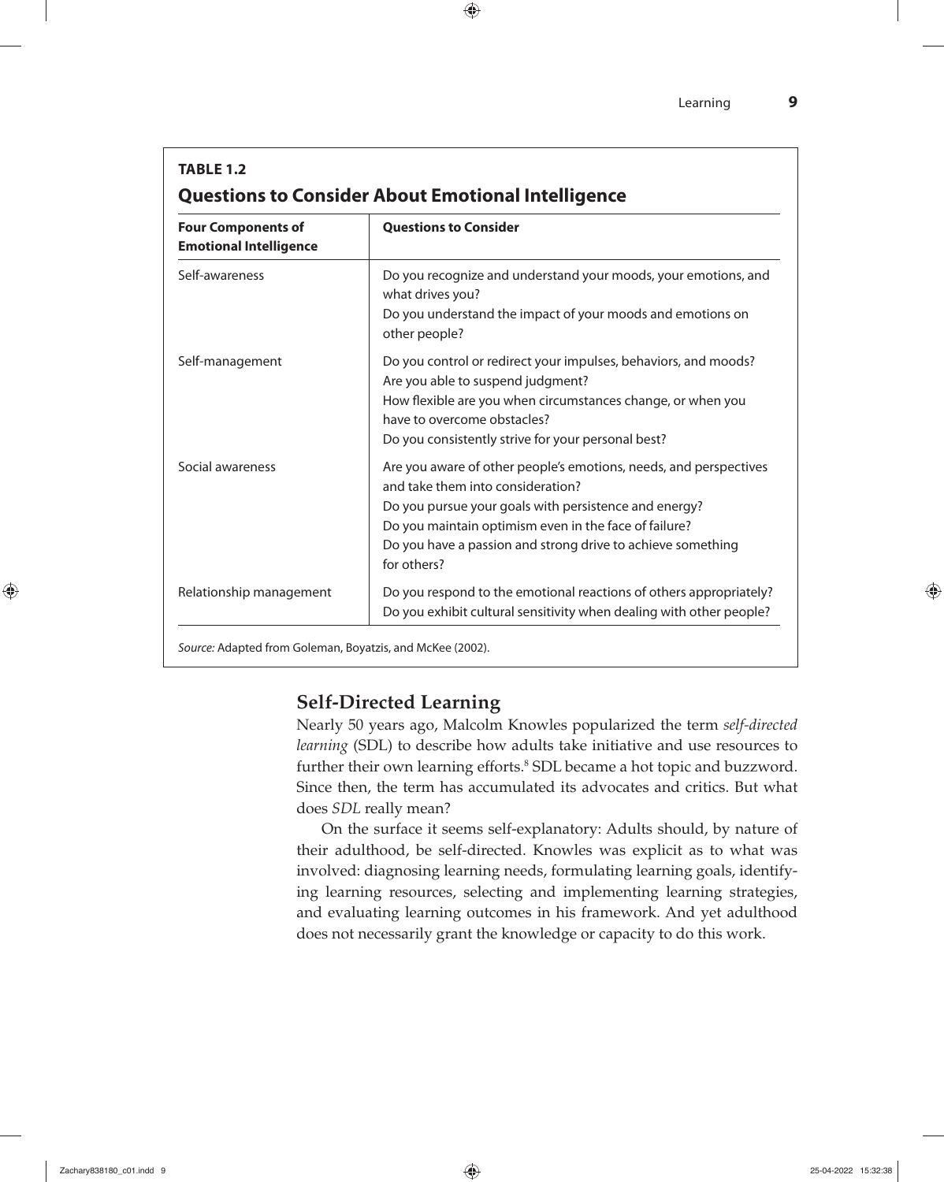**TABLE 1.2**

## Questions to Consider About Emotional Intelligence

| Four Components of Emotional Intelligence | Questions to Consider |
|---|---|
| Self-awareness | Do you recognize and understand your moods, your emotions, and what drives you?<br>Do you understand the impact of your moods and emotions on other people? |
| Self-management | Do you control or redirect your impulses, behaviors, and moods?<br>Are you able to suspend judgment?<br>How flexible are you when circumstances change, or when you have to overcome obstacles?<br>Do you consistently strive for your personal best? |
| Social awareness | Are you aware of other people's emotions, needs, and perspectives and take them into consideration?<br>Do you pursue your goals with persistence and energy?<br>Do you maintain optimism even in the face of failure?<br>Do you have a passion and strong drive to achieve something for others? |
| Relationship management | Do you respond to the emotional reactions of others appropriately?<br>Do you exhibit cultural sensitivity when dealing with other people? |

*Source:* Adapted from Goleman, Boyatzis, and McKee (2002).

### Self-Directed Learning

Nearly 50 years ago, Malcolm Knowles popularized the term *self-directed learning* (SDL) to describe how adults take initiative and use resources to further their own learning efforts.[8] SDL became a hot topic and buzzword. Since then, the term has accumulated its advocates and critics. But what does *SDL* really mean?

On the surface it seems self-explanatory: Adults should, by nature of their adulthood, be self-directed. Knowles was explicit as to what was involved: diagnosing learning needs, formulating learning goals, identifying learning resources, selecting and implementing learning strategies, and evaluating learning outcomes in his framework. And yet adulthood does not necessarily grant the knowledge or capacity to do this work.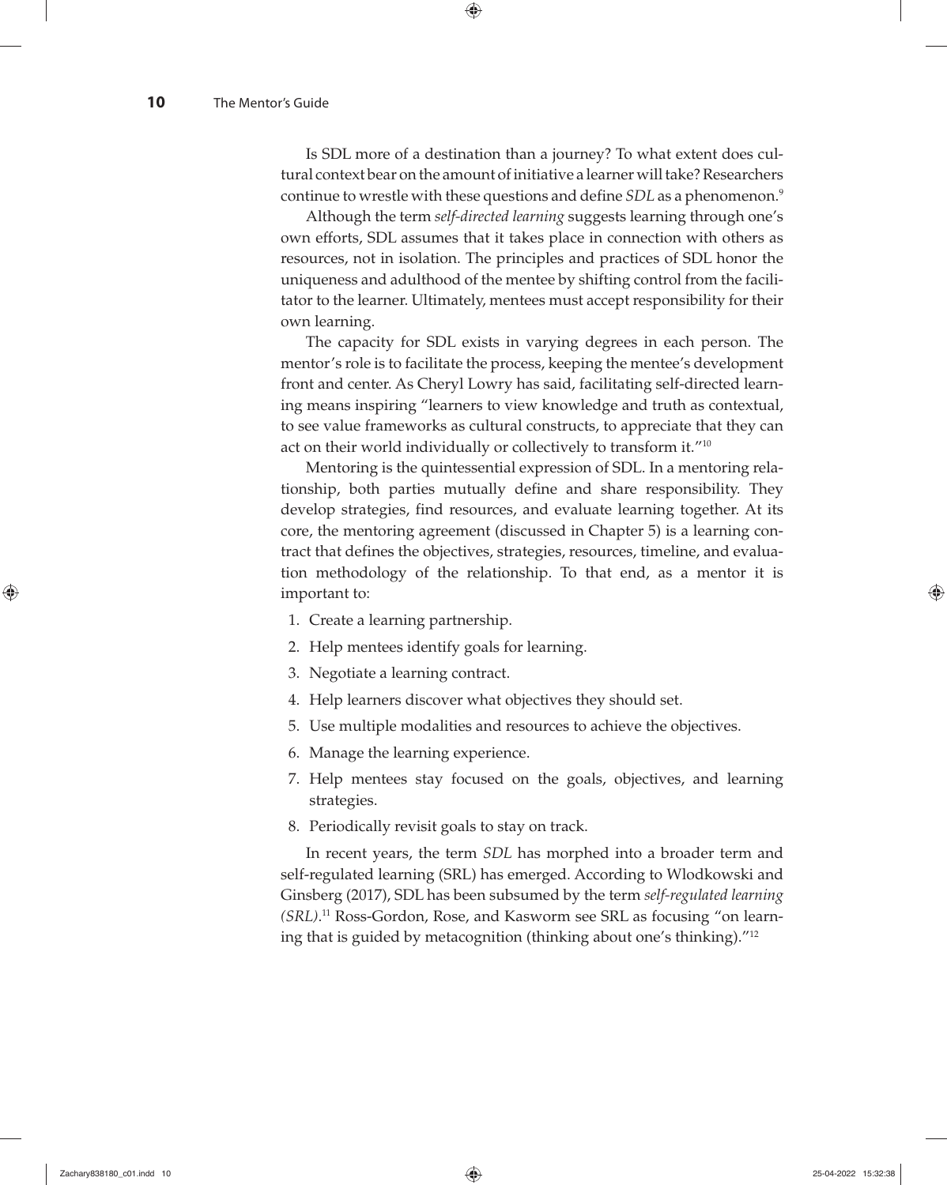Is SDL more of a destination than a journey? To what extent does cultural context bear on the amount of initiative a learner will take? Researchers continue to wrestle with these questions and define *SDL* as a phenomenon.[9]

Although the term *self-directed learning* suggests learning through one's own efforts, SDL assumes that it takes place in connection with others as resources, not in isolation. The principles and practices of SDL honor the uniqueness and adulthood of the mentee by shifting control from the facilitator to the learner. Ultimately, mentees must accept responsibility for their own learning.

The capacity for SDL exists in varying degrees in each person. The mentor's role is to facilitate the process, keeping the mentee's development front and center. As Cheryl Lowry has said, facilitating self-directed learning means inspiring "learners to view knowledge and truth as contextual, to see value frameworks as cultural constructs, to appreciate that they can act on their world individually or collectively to transform it."[10]

Mentoring is the quintessential expression of SDL. In a mentoring relationship, both parties mutually define and share responsibility. They develop strategies, find resources, and evaluate learning together. At its core, the mentoring agreement (discussed in Chapter 5) is a learning contract that defines the objectives, strategies, resources, timeline, and evaluation methodology of the relationship. To that end, as a mentor it is important to:

1. Create a learning partnership.
2. Help mentees identify goals for learning.
3. Negotiate a learning contract.
4. Help learners discover what objectives they should set.
5. Use multiple modalities and resources to achieve the objectives.
6. Manage the learning experience.
7. Help mentees stay focused on the goals, objectives, and learning strategies.
8. Periodically revisit goals to stay on track.

In recent years, the term *SDL* has morphed into a broader term and self-regulated learning (SRL) has emerged. According to Wlodkowski and Ginsberg (2017), SDL has been subsumed by the term *self-regulated learning (SRL)*.[11] Ross-Gordon, Rose, and Kasworm see SRL as focusing "on learning that is guided by metacognition (thinking about one's thinking)."[12]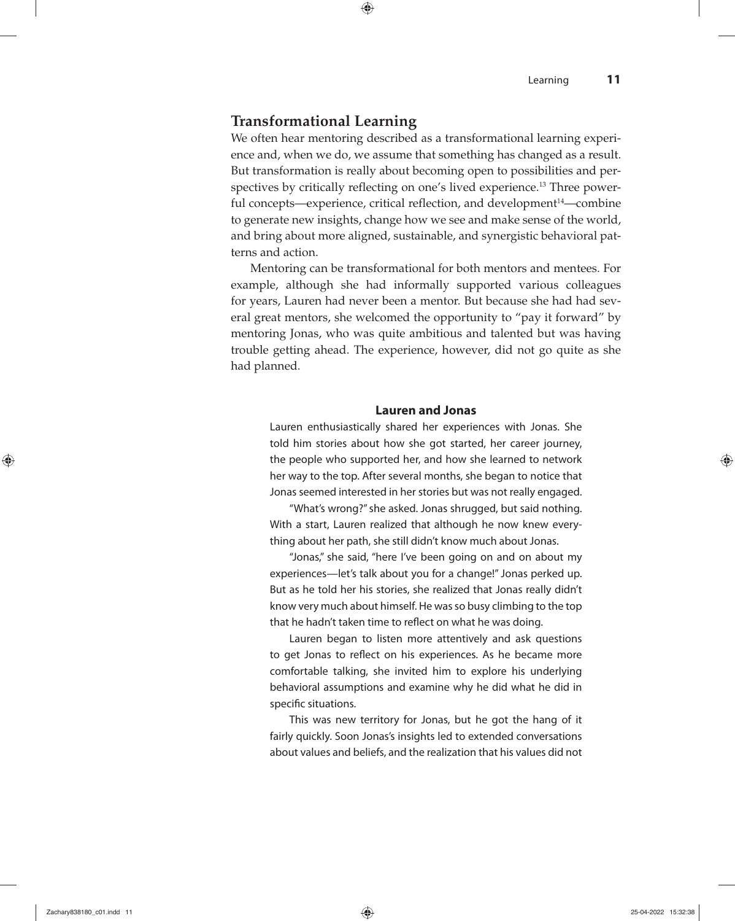## Transformational Learning

We often hear mentoring described as a transformational learning experience and, when we do, we assume that something has changed as a result. But transformation is really about becoming open to possibilities and perspectives by critically reflecting on one's lived experience.[13] Three powerful concepts—experience, critical reflection, and development[14]—combine to generate new insights, change how we see and make sense of the world, and bring about more aligned, sustainable, and synergistic behavioral patterns and action.

Mentoring can be transformational for both mentors and mentees. For example, although she had informally supported various colleagues for years, Lauren had never been a mentor. But because she had had several great mentors, she welcomed the opportunity to "pay it forward" by mentoring Jonas, who was quite ambitious and talented but was having trouble getting ahead. The experience, however, did not go quite as she had planned.

### Lauren and Jonas

Lauren enthusiastically shared her experiences with Jonas. She told him stories about how she got started, her career journey, the people who supported her, and how she learned to network her way to the top. After several months, she began to notice that Jonas seemed interested in her stories but was not really engaged.

"What's wrong?" she asked. Jonas shrugged, but said nothing. With a start, Lauren realized that although he now knew everything about her path, she still didn't know much about Jonas.

"Jonas," she said, "here I've been going on and on about my experiences—let's talk about you for a change!" Jonas perked up. But as he told her his stories, she realized that Jonas really didn't know very much about himself. He was so busy climbing to the top that he hadn't taken time to reflect on what he was doing.

Lauren began to listen more attentively and ask questions to get Jonas to reflect on his experiences. As he became more comfortable talking, she invited him to explore his underlying behavioral assumptions and examine why he did what he did in specific situations.

This was new territory for Jonas, but he got the hang of it fairly quickly. Soon Jonas's insights led to extended conversations about values and beliefs, and the realization that his values did not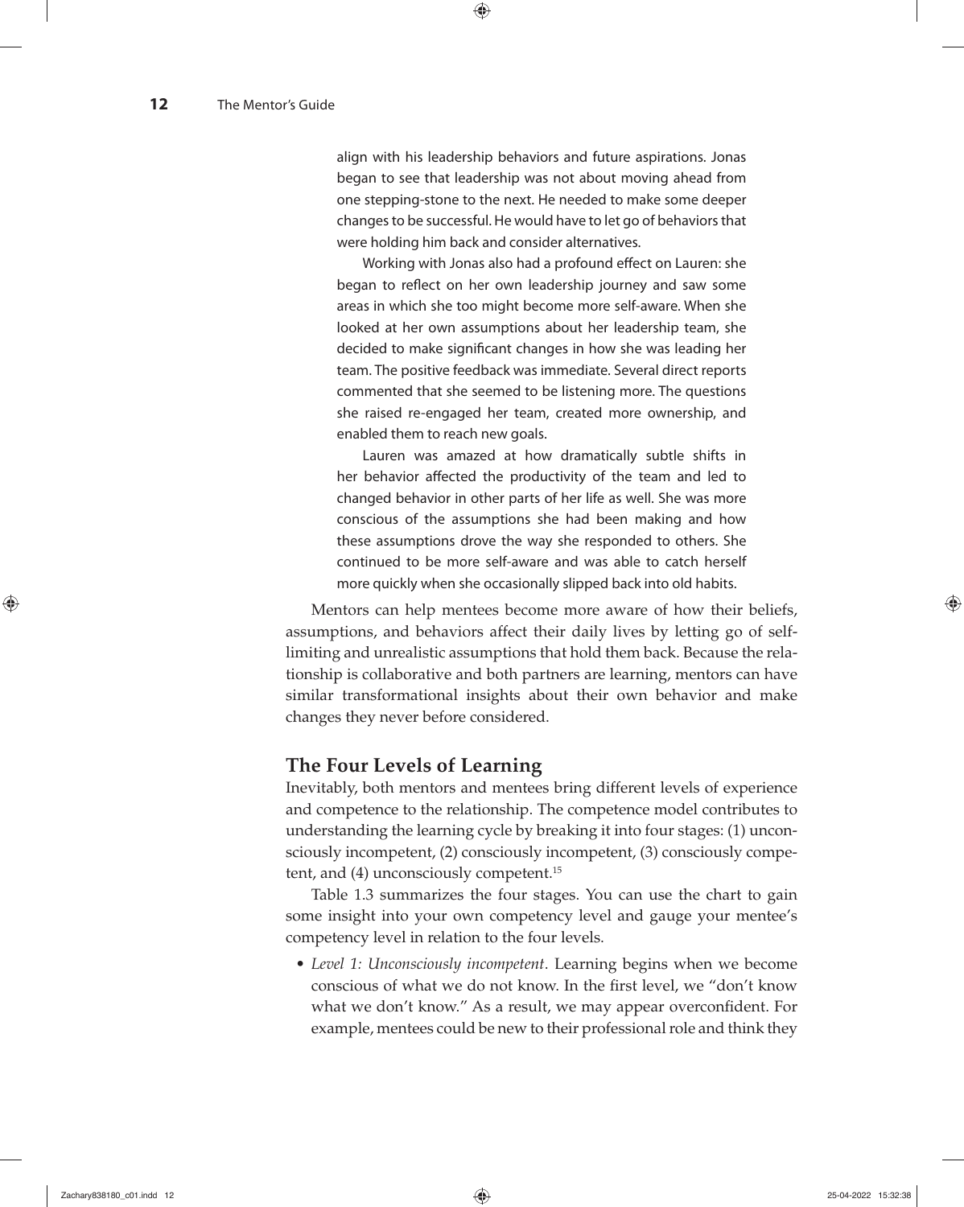align with his leadership behaviors and future aspirations. Jonas began to see that leadership was not about moving ahead from one stepping-stone to the next. He needed to make some deeper changes to be successful. He would have to let go of behaviors that were holding him back and consider alternatives.

Working with Jonas also had a profound effect on Lauren: she began to reflect on her own leadership journey and saw some areas in which she too might become more self-aware. When she looked at her own assumptions about her leadership team, she decided to make significant changes in how she was leading her team. The positive feedback was immediate. Several direct reports commented that she seemed to be listening more. The questions she raised re-engaged her team, created more ownership, and enabled them to reach new goals.

Lauren was amazed at how dramatically subtle shifts in her behavior affected the productivity of the team and led to changed behavior in other parts of her life as well. She was more conscious of the assumptions she had been making and how these assumptions drove the way she responded to others. She continued to be more self-aware and was able to catch herself more quickly when she occasionally slipped back into old habits.

Mentors can help mentees become more aware of how their beliefs, assumptions, and behaviors affect their daily lives by letting go of self-limiting and unrealistic assumptions that hold them back. Because the relationship is collaborative and both partners are learning, mentors can have similar transformational insights about their own behavior and make changes they never before considered.

## The Four Levels of Learning

Inevitably, both mentors and mentees bring different levels of experience and competence to the relationship. The competence model contributes to understanding the learning cycle by breaking it into four stages: (1) unconsciously incompetent, (2) consciously incompetent, (3) consciously competent, and (4) unconsciously competent.[15]

Table 1.3 summarizes the four stages. You can use the chart to gain some insight into your own competency level and gauge your mentee's competency level in relation to the four levels.

- *Level 1: Unconsciously incompetent.* Learning begins when we become conscious of what we do not know. In the first level, we "don't know what we don't know." As a result, we may appear overconfident. For example, mentees could be new to their professional role and think they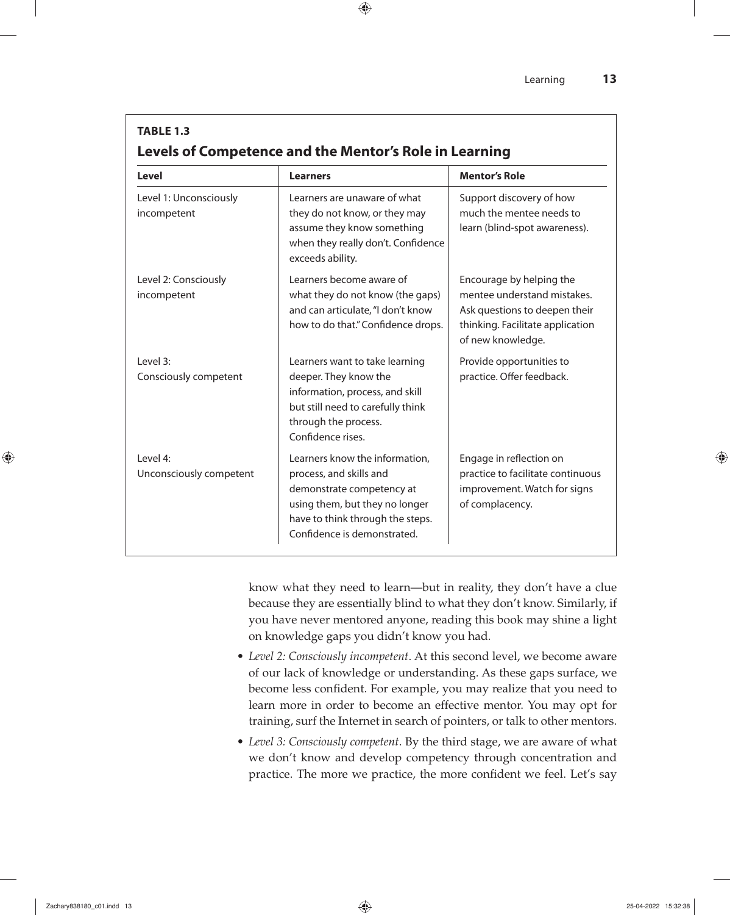**TABLE 1.3**

**Levels of Competence and the Mentor's Role in Learning**

| Level | Learners | Mentor's Role |
|---|---|---|
| Level 1: Unconsciously incompetent | Learners are unaware of what they do not know, or they may assume they know something when they really don't. Confidence exceeds ability. | Support discovery of how much the mentee needs to learn (blind-spot awareness). |
| Level 2: Consciously incompetent | Learners become aware of what they do not know (the gaps) and can articulate, "I don't know how to do that." Confidence drops. | Encourage by helping the mentee understand mistakes. Ask questions to deepen their thinking. Facilitate application of new knowledge. |
| Level 3: Consciously competent | Learners want to take learning deeper. They know the information, process, and skill but still need to carefully think through the process. Confidence rises. | Provide opportunities to practice. Offer feedback. |
| Level 4: Unconsciously competent | Learners know the information, process, and skills and demonstrate competency at using them, but they no longer have to think through the steps. Confidence is demonstrated. | Engage in reflection on practice to facilitate continuous improvement. Watch for signs of complacency. |

know what they need to learn—but in reality, they don't have a clue because they are essentially blind to what they don't know. Similarly, if you have never mentored anyone, reading this book may shine a light on knowledge gaps you didn't know you had.

- *Level 2: Consciously incompetent*. At this second level, we become aware of our lack of knowledge or understanding. As these gaps surface, we become less confident. For example, you may realize that you need to learn more in order to become an effective mentor. You may opt for training, surf the Internet in search of pointers, or talk to other mentors.
- *Level 3: Consciously competent*. By the third stage, we are aware of what we don't know and develop competency through concentration and practice. The more we practice, the more confident we feel. Let's say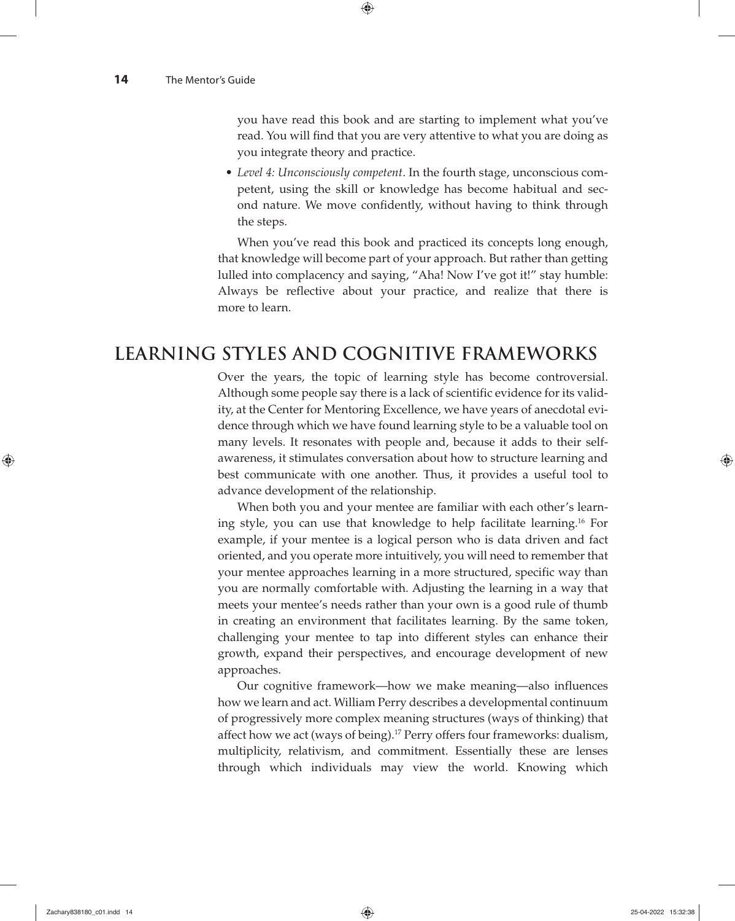you have read this book and are starting to implement what you've read. You will find that you are very attentive to what you are doing as you integrate theory and practice.

- *Level 4: Unconsciously competent*. In the fourth stage, unconscious competent, using the skill or knowledge has become habitual and second nature. We move confidently, without having to think through the steps.

When you've read this book and practiced its concepts long enough, that knowledge will become part of your approach. But rather than getting lulled into complacency and saying, "Aha! Now I've got it!" stay humble: Always be reflective about your practice, and realize that there is more to learn.

## LEARNING STYLES AND COGNITIVE FRAMEWORKS

Over the years, the topic of learning style has become controversial. Although some people say there is a lack of scientific evidence for its validity, at the Center for Mentoring Excellence, we have years of anecdotal evidence through which we have found learning style to be a valuable tool on many levels. It resonates with people and, because it adds to their self-awareness, it stimulates conversation about how to structure learning and best communicate with one another. Thus, it provides a useful tool to advance development of the relationship.

When both you and your mentee are familiar with each other's learning style, you can use that knowledge to help facilitate learning.[16] For example, if your mentee is a logical person who is data driven and fact oriented, and you operate more intuitively, you will need to remember that your mentee approaches learning in a more structured, specific way than you are normally comfortable with. Adjusting the learning in a way that meets your mentee's needs rather than your own is a good rule of thumb in creating an environment that facilitates learning. By the same token, challenging your mentee to tap into different styles can enhance their growth, expand their perspectives, and encourage development of new approaches.

Our cognitive framework—how we make meaning—also influences how we learn and act. William Perry describes a developmental continuum of progressively more complex meaning structures (ways of thinking) that affect how we act (ways of being).[17] Perry offers four frameworks: dualism, multiplicity, relativism, and commitment. Essentially these are lenses through which individuals may view the world. Knowing which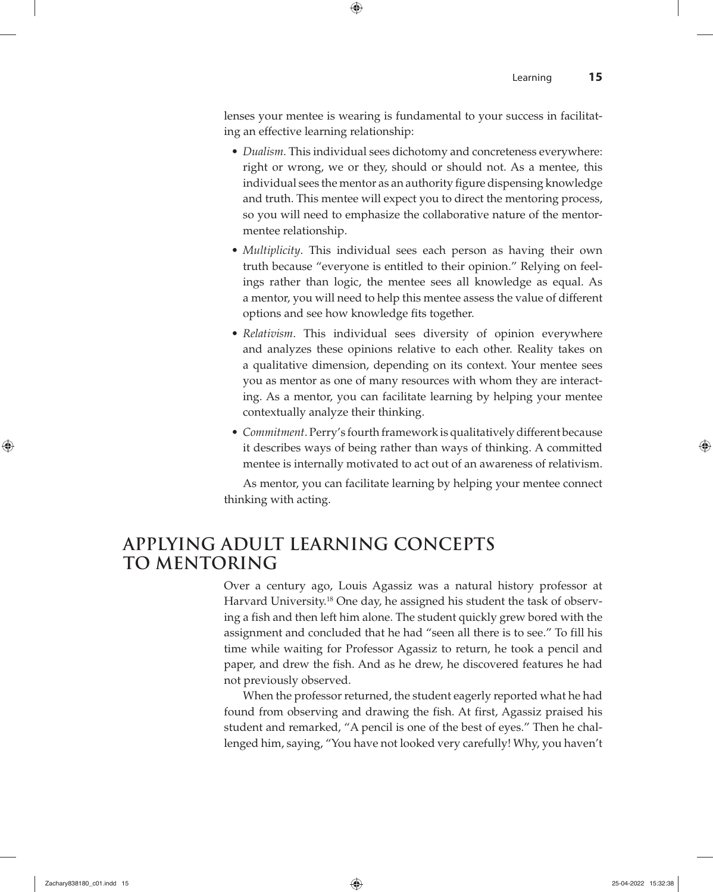lenses your mentee is wearing is fundamental to your success in facilitating an effective learning relationship:

- *Dualism*. This individual sees dichotomy and concreteness everywhere: right or wrong, we or they, should or should not. As a mentee, this individual sees the mentor as an authority figure dispensing knowledge and truth. This mentee will expect you to direct the mentoring process, so you will need to emphasize the collaborative nature of the mentor-mentee relationship.
- *Multiplicity*. This individual sees each person as having their own truth because "everyone is entitled to their opinion." Relying on feelings rather than logic, the mentee sees all knowledge as equal. As a mentor, you will need to help this mentee assess the value of different options and see how knowledge fits together.
- *Relativism*. This individual sees diversity of opinion everywhere and analyzes these opinions relative to each other. Reality takes on a qualitative dimension, depending on its context. Your mentee sees you as mentor as one of many resources with whom they are interacting. As a mentor, you can facilitate learning by helping your mentee contextually analyze their thinking.
- *Commitment*. Perry's fourth framework is qualitatively different because it describes ways of being rather than ways of thinking. A committed mentee is internally motivated to act out of an awareness of relativism.

As mentor, you can facilitate learning by helping your mentee connect thinking with acting.

## APPLYING ADULT LEARNING CONCEPTS TO MENTORING

Over a century ago, Louis Agassiz was a natural history professor at Harvard University.[18] One day, he assigned his student the task of observing a fish and then left him alone. The student quickly grew bored with the assignment and concluded that he had "seen all there is to see." To fill his time while waiting for Professor Agassiz to return, he took a pencil and paper, and drew the fish. And as he drew, he discovered features he had not previously observed.

When the professor returned, the student eagerly reported what he had found from observing and drawing the fish. At first, Agassiz praised his student and remarked, "A pencil is one of the best of eyes." Then he challenged him, saying, "You have not looked very carefully! Why, you haven't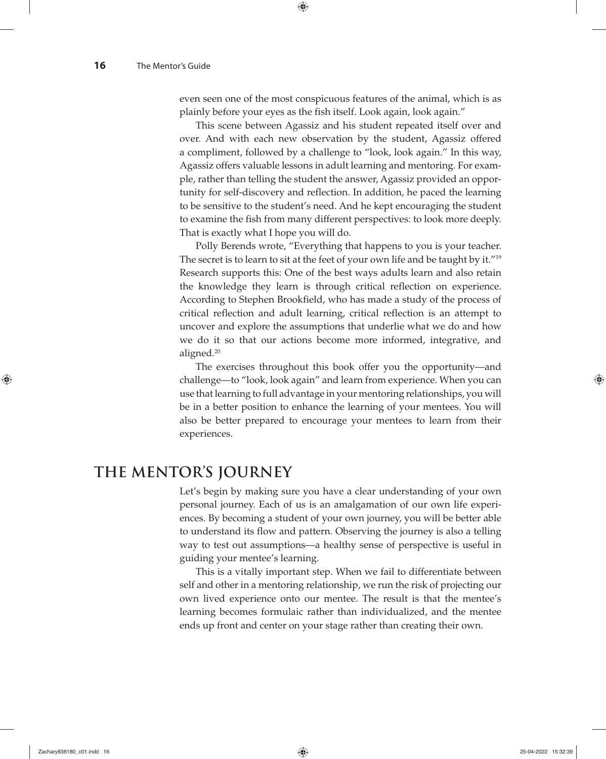even seen one of the most conspicuous features of the animal, which is as plainly before your eyes as the fish itself. Look again, look again."

This scene between Agassiz and his student repeated itself over and over. And with each new observation by the student, Agassiz offered a compliment, followed by a challenge to "look, look again." In this way, Agassiz offers valuable lessons in adult learning and mentoring. For example, rather than telling the student the answer, Agassiz provided an opportunity for self-discovery and reflection. In addition, he paced the learning to be sensitive to the student's need. And he kept encouraging the student to examine the fish from many different perspectives: to look more deeply. That is exactly what I hope you will do.

Polly Berends wrote, "Everything that happens to you is your teacher. The secret is to learn to sit at the feet of your own life and be taught by it."[19] Research supports this: One of the best ways adults learn and also retain the knowledge they learn is through critical reflection on experience. According to Stephen Brookfield, who has made a study of the process of critical reflection and adult learning, critical reflection is an attempt to uncover and explore the assumptions that underlie what we do and how we do it so that our actions become more informed, integrative, and aligned.[20]

The exercises throughout this book offer you the opportunity—and challenge—to "look, look again" and learn from experience. When you can use that learning to full advantage in your mentoring relationships, you will be in a better position to enhance the learning of your mentees. You will also be better prepared to encourage your mentees to learn from their experiences.

## THE MENTOR'S JOURNEY

Let's begin by making sure you have a clear understanding of your own personal journey. Each of us is an amalgamation of our own life experiences. By becoming a student of your own journey, you will be better able to understand its flow and pattern. Observing the journey is also a telling way to test out assumptions—a healthy sense of perspective is useful in guiding your mentee's learning.

This is a vitally important step. When we fail to differentiate between self and other in a mentoring relationship, we run the risk of projecting our own lived experience onto our mentee. The result is that the mentee's learning becomes formulaic rather than individualized, and the mentee ends up front and center on your stage rather than creating their own.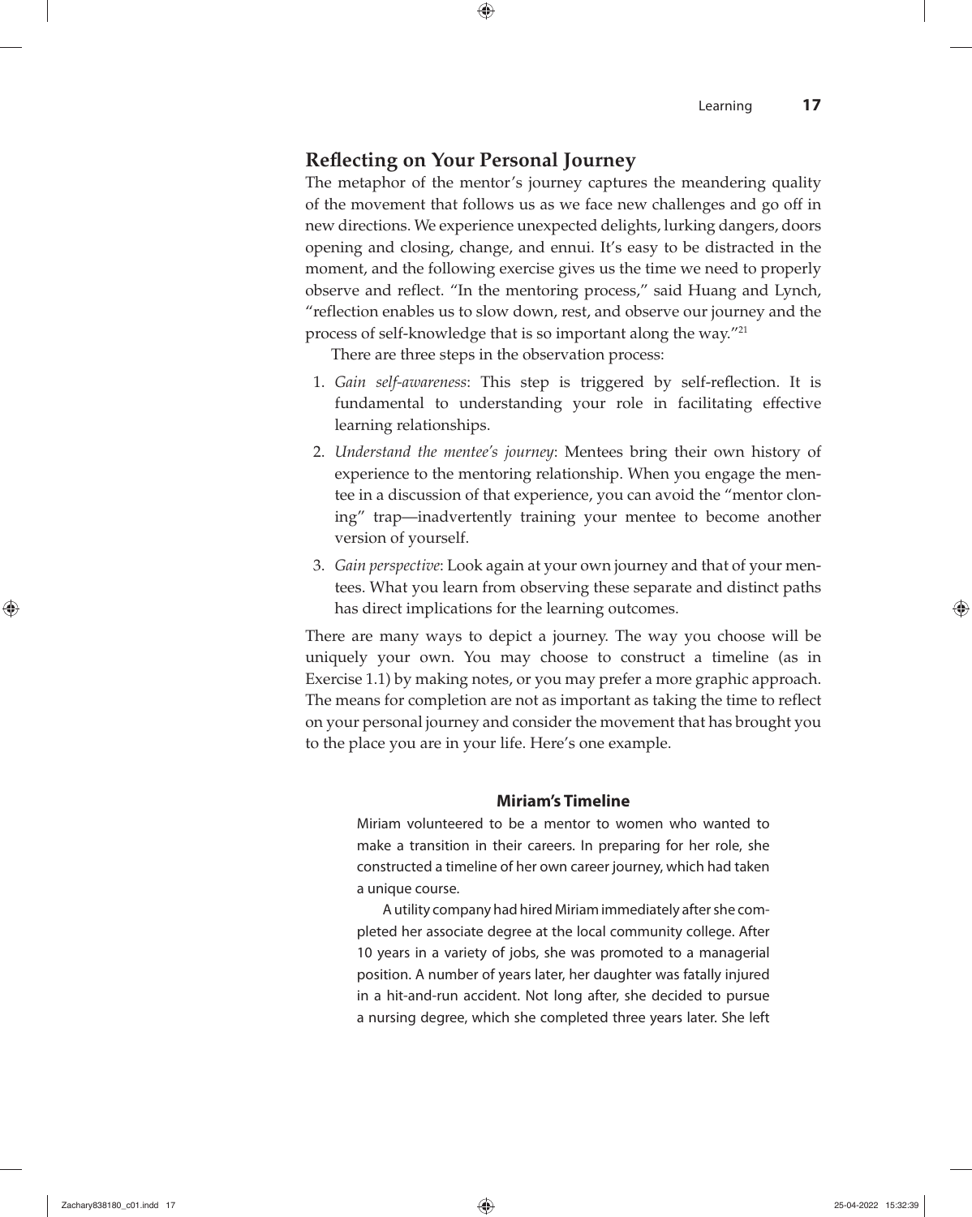## Reflecting on Your Personal Journey

The metaphor of the mentor's journey captures the meandering quality of the movement that follows us as we face new challenges and go off in new directions. We experience unexpected delights, lurking dangers, doors opening and closing, change, and ennui. It's easy to be distracted in the moment, and the following exercise gives us the time we need to properly observe and reflect. "In the mentoring process," said Huang and Lynch, "reflection enables us to slow down, rest, and observe our journey and the process of self-knowledge that is so important along the way."[21]

There are three steps in the observation process:

1. *Gain self-awareness*: This step is triggered by self-reflection. It is fundamental to understanding your role in facilitating effective learning relationships.
2. *Understand the mentee's journey*: Mentees bring their own history of experience to the mentoring relationship. When you engage the mentee in a discussion of that experience, you can avoid the "mentor cloning" trap—inadvertently training your mentee to become another version of yourself.
3. *Gain perspective*: Look again at your own journey and that of your mentees. What you learn from observing these separate and distinct paths has direct implications for the learning outcomes.

There are many ways to depict a journey. The way you choose will be uniquely your own. You may choose to construct a timeline (as in Exercise 1.1) by making notes, or you may prefer a more graphic approach. The means for completion are not as important as taking the time to reflect on your personal journey and consider the movement that has brought you to the place you are in your life. Here's one example.

### Miriam's Timeline

Miriam volunteered to be a mentor to women who wanted to make a transition in their careers. In preparing for her role, she constructed a timeline of her own career journey, which had taken a unique course.

A utility company had hired Miriam immediately after she completed her associate degree at the local community college. After 10 years in a variety of jobs, she was promoted to a managerial position. A number of years later, her daughter was fatally injured in a hit-and-run accident. Not long after, she decided to pursue a nursing degree, which she completed three years later. She left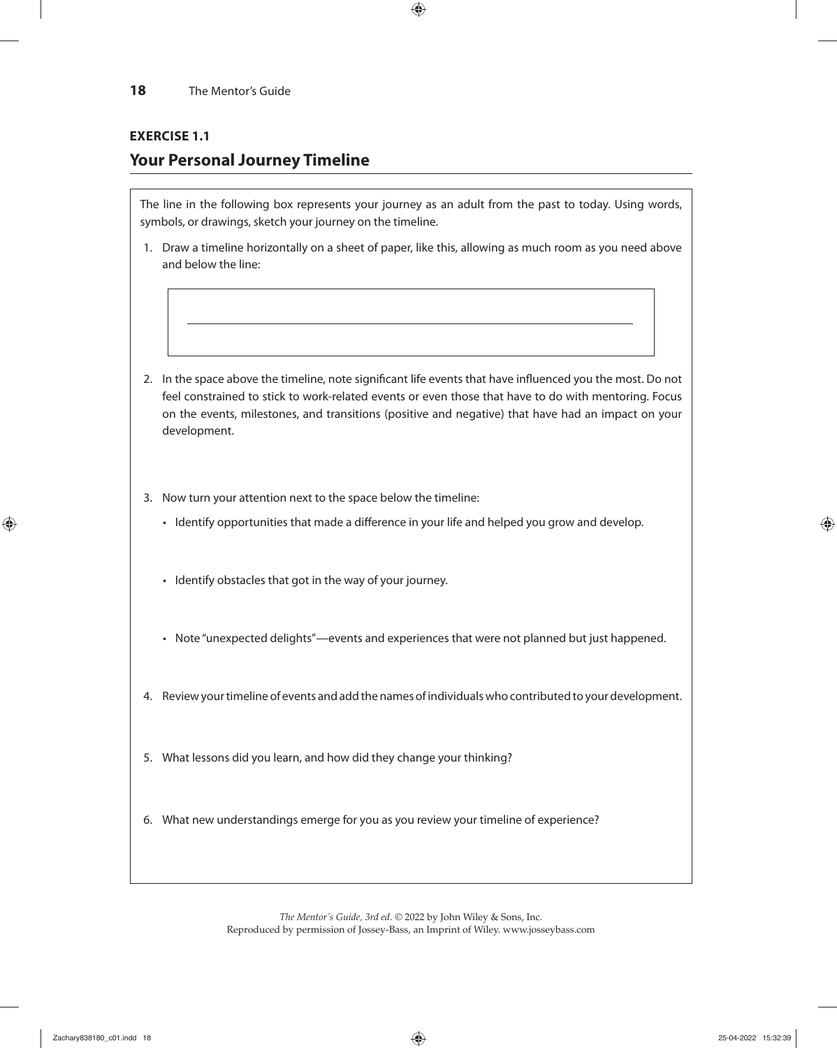**EXERCISE 1.1**

## Your Personal Journey Timeline

The line in the following box represents your journey as an adult from the past to today. Using words, symbols, or drawings, sketch your journey on the timeline.

1. Draw a timeline horizontally on a sheet of paper, like this, allowing as much room as you need above and below the line:

2. In the space above the timeline, note significant life events that have influenced you the most. Do not feel constrained to stick to work-related events or even those that have to do with mentoring. Focus on the events, milestones, and transitions (positive and negative) that have had an impact on your development.

3. Now turn your attention next to the space below the timeline:
   - Identify opportunities that made a difference in your life and helped you grow and develop.
   - Identify obstacles that got in the way of your journey.
   - Note "unexpected delights"—events and experiences that were not planned but just happened.

4. Review your timeline of events and add the names of individuals who contributed to your development.

5. What lessons did you learn, and how did they change your thinking?

6. What new understandings emerge for you as you review your timeline of experience?

*The Mentor's Guide, 3rd ed*. © 2022 by John Wiley & Sons, Inc.
Reproduced by permission of Jossey-Bass, an Imprint of Wiley. www.josseybass.com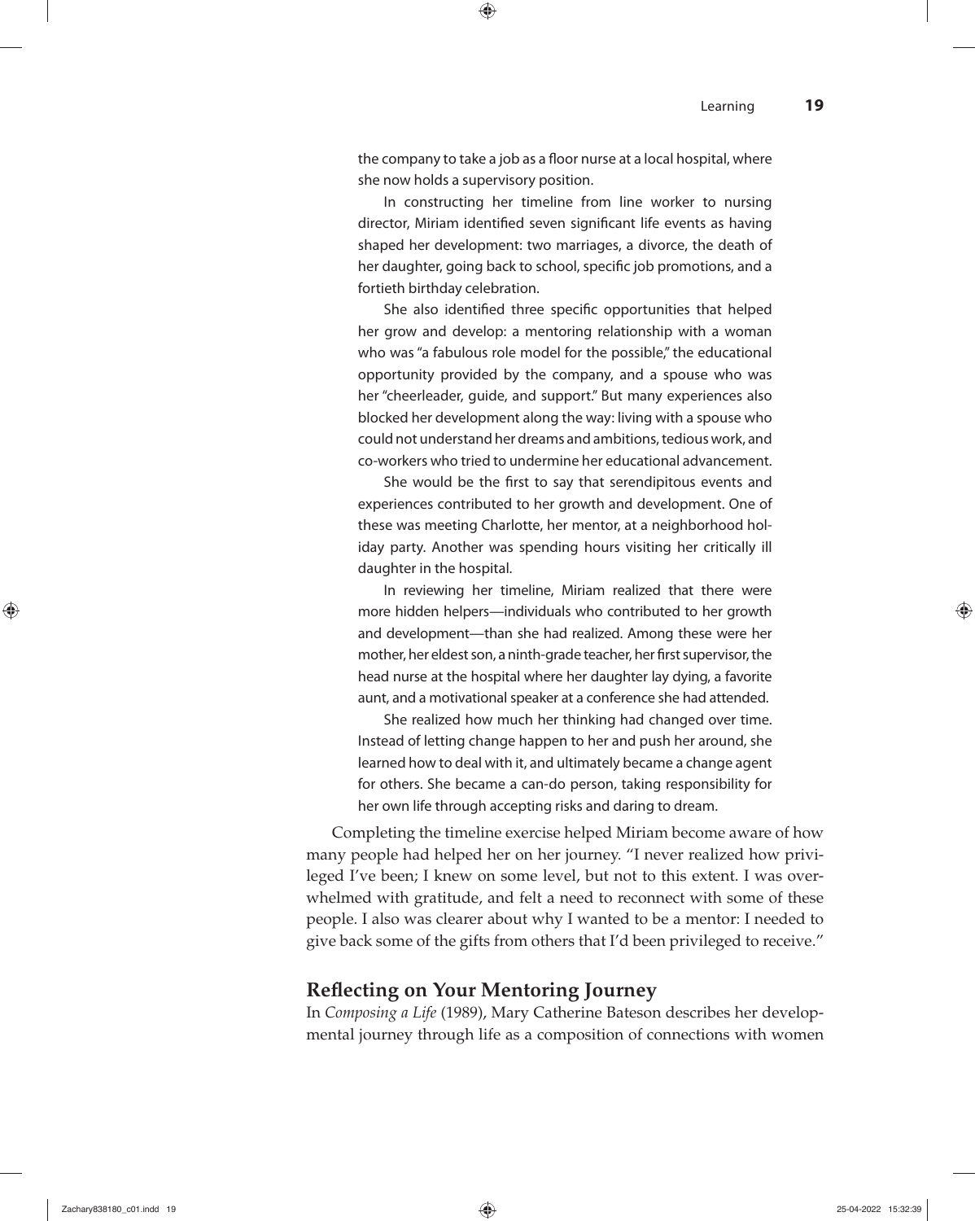the company to take a job as a floor nurse at a local hospital, where she now holds a supervisory position.

In constructing her timeline from line worker to nursing director, Miriam identified seven significant life events as having shaped her development: two marriages, a divorce, the death of her daughter, going back to school, specific job promotions, and a fortieth birthday celebration.

She also identified three specific opportunities that helped her grow and develop: a mentoring relationship with a woman who was "a fabulous role model for the possible," the educational opportunity provided by the company, and a spouse who was her "cheerleader, guide, and support." But many experiences also blocked her development along the way: living with a spouse who could not understand her dreams and ambitions, tedious work, and co-workers who tried to undermine her educational advancement.

She would be the first to say that serendipitous events and experiences contributed to her growth and development. One of these was meeting Charlotte, her mentor, at a neighborhood holiday party. Another was spending hours visiting her critically ill daughter in the hospital.

In reviewing her timeline, Miriam realized that there were more hidden helpers—individuals who contributed to her growth and development—than she had realized. Among these were her mother, her eldest son, a ninth-grade teacher, her first supervisor, the head nurse at the hospital where her daughter lay dying, a favorite aunt, and a motivational speaker at a conference she had attended.

She realized how much her thinking had changed over time. Instead of letting change happen to her and push her around, she learned how to deal with it, and ultimately became a change agent for others. She became a can-do person, taking responsibility for her own life through accepting risks and daring to dream.

Completing the timeline exercise helped Miriam become aware of how many people had helped her on her journey. "I never realized how privileged I've been; I knew on some level, but not to this extent. I was overwhelmed with gratitude, and felt a need to reconnect with some of these people. I also was clearer about why I wanted to be a mentor: I needed to give back some of the gifts from others that I'd been privileged to receive."

## Reflecting on Your Mentoring Journey

In *Composing a Life* (1989), Mary Catherine Bateson describes her developmental journey through life as a composition of connections with women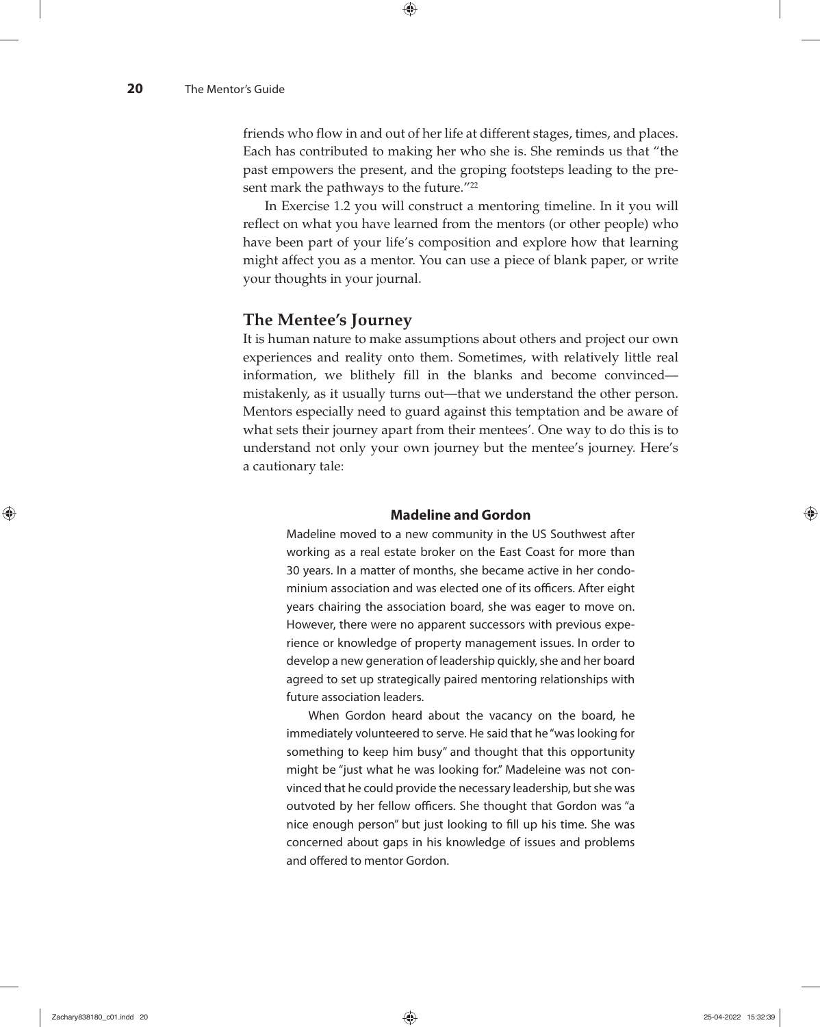friends who flow in and out of her life at different stages, times, and places. Each has contributed to making her who she is. She reminds us that "the past empowers the present, and the groping footsteps leading to the present mark the pathways to the future."[22]

In Exercise 1.2 you will construct a mentoring timeline. In it you will reflect on what you have learned from the mentors (or other people) who have been part of your life's composition and explore how that learning might affect you as a mentor. You can use a piece of blank paper, or write your thoughts in your journal.

## The Mentee's Journey

It is human nature to make assumptions about others and project our own experiences and reality onto them. Sometimes, with relatively little real information, we blithely fill in the blanks and become convinced—mistakenly, as it usually turns out—that we understand the other person. Mentors especially need to guard against this temptation and be aware of what sets their journey apart from their mentees'. One way to do this is to understand not only your own journey but the mentee's journey. Here's a cautionary tale:

### Madeline and Gordon

Madeline moved to a new community in the US Southwest after working as a real estate broker on the East Coast for more than 30 years. In a matter of months, she became active in her condominium association and was elected one of its officers. After eight years chairing the association board, she was eager to move on. However, there were no apparent successors with previous experience or knowledge of property management issues. In order to develop a new generation of leadership quickly, she and her board agreed to set up strategically paired mentoring relationships with future association leaders.

When Gordon heard about the vacancy on the board, he immediately volunteered to serve. He said that he "was looking for something to keep him busy" and thought that this opportunity might be "just what he was looking for." Madeleine was not convinced that he could provide the necessary leadership, but she was outvoted by her fellow officers. She thought that Gordon was "a nice enough person" but just looking to fill up his time. She was concerned about gaps in his knowledge of issues and problems and offered to mentor Gordon.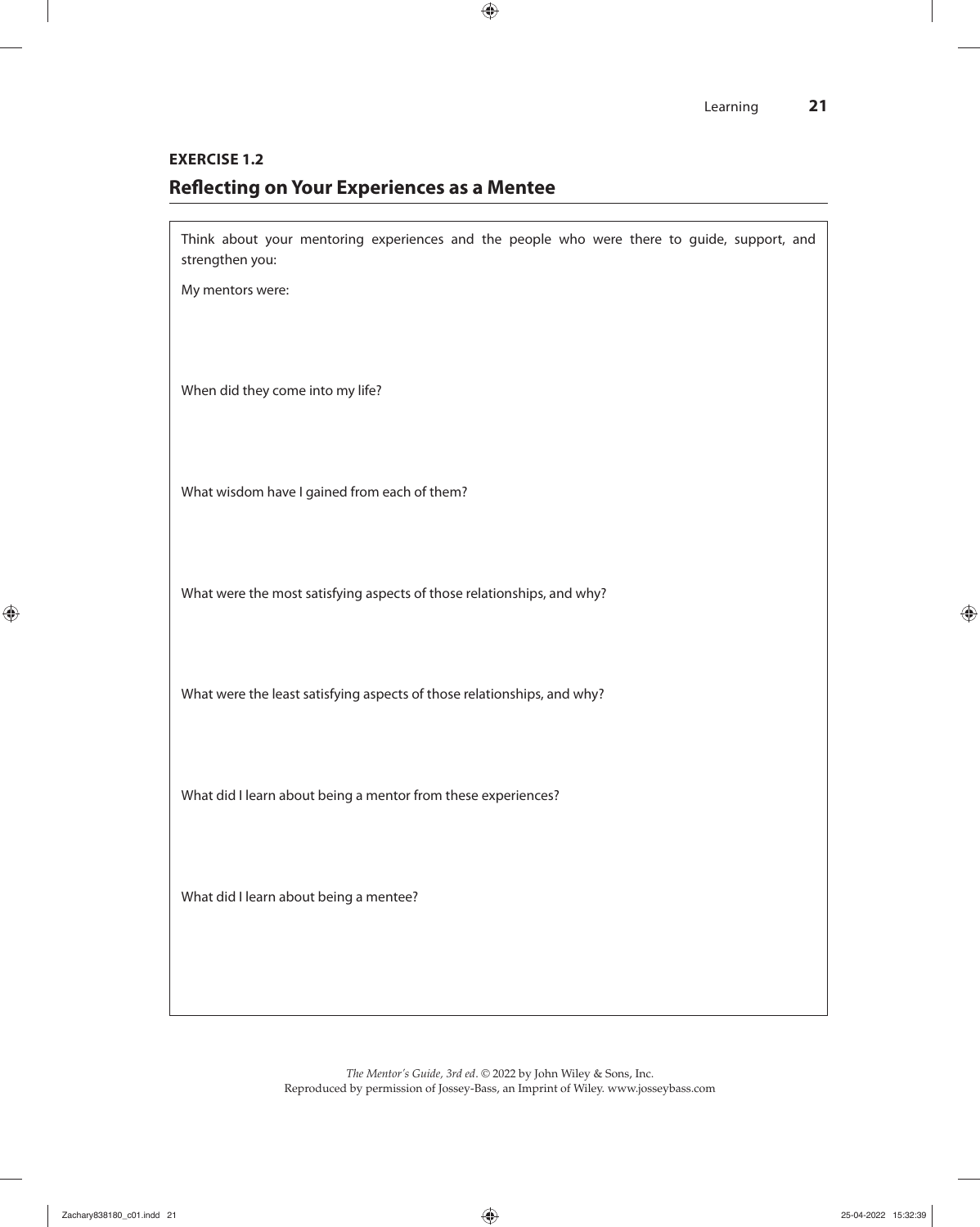**EXERCISE 1.2**

## Reflecting on Your Experiences as a Mentee

Think about your mentoring experiences and the people who were there to guide, support, and strengthen you:

My mentors were:

When did they come into my life?

What wisdom have I gained from each of them?

What were the most satisfying aspects of those relationships, and why?

What were the least satisfying aspects of those relationships, and why?

What did I learn about being a mentor from these experiences?

What did I learn about being a mentee?

*The Mentor's Guide, 3rd ed*. © 2022 by John Wiley & Sons, Inc.
Reproduced by permission of Jossey-Bass, an Imprint of Wiley. www.josseybass.com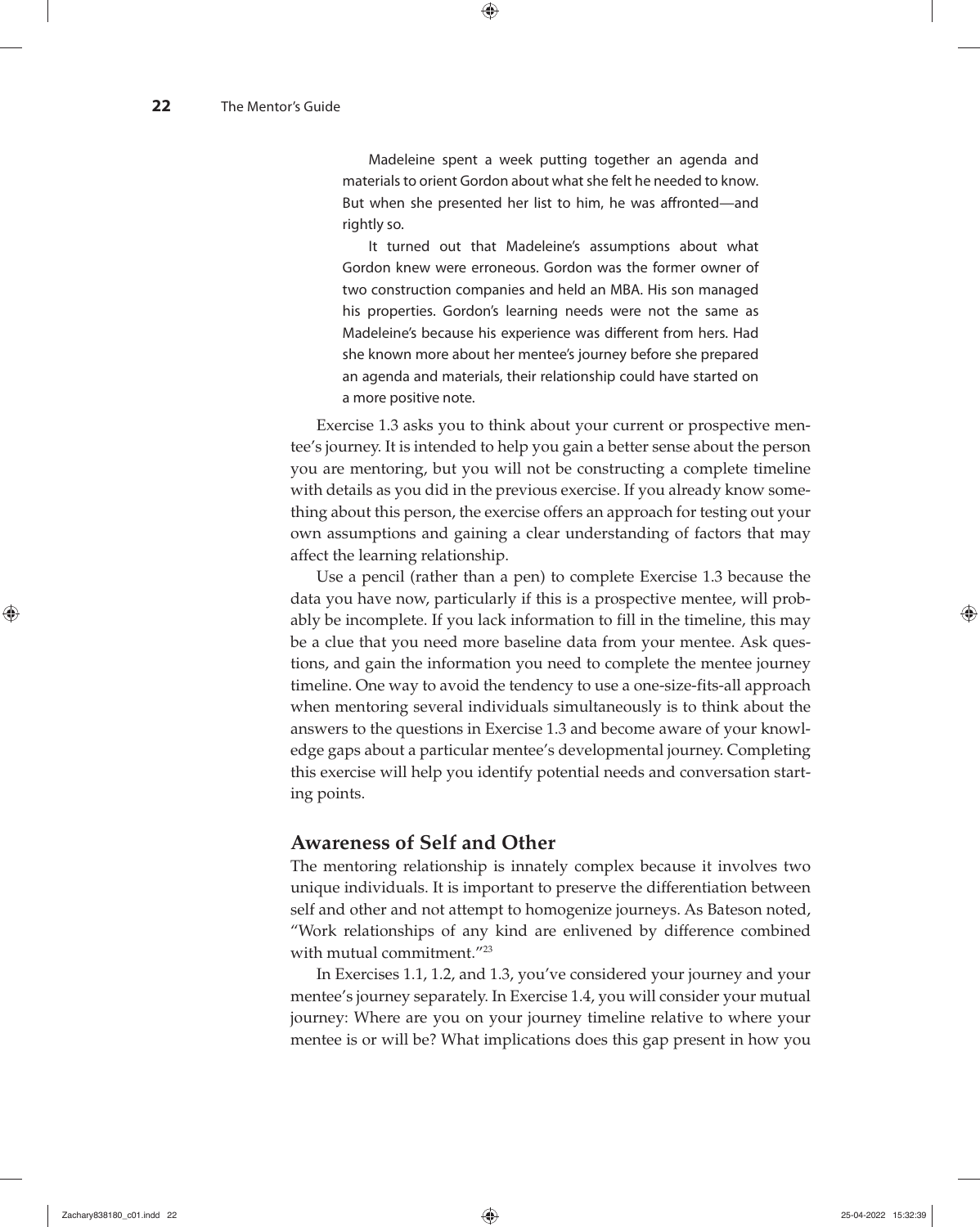> Madeleine spent a week putting together an agenda and materials to orient Gordon about what she felt he needed to know. But when she presented her list to him, he was affronted—and rightly so.
>
> It turned out that Madeleine's assumptions about what Gordon knew were erroneous. Gordon was the former owner of two construction companies and held an MBA. His son managed his properties. Gordon's learning needs were not the same as Madeleine's because his experience was different from hers. Had she known more about her mentee's journey before she prepared an agenda and materials, their relationship could have started on a more positive note.

Exercise 1.3 asks you to think about your current or prospective mentee's journey. It is intended to help you gain a better sense about the person you are mentoring, but you will not be constructing a complete timeline with details as you did in the previous exercise. If you already know something about this person, the exercise offers an approach for testing out your own assumptions and gaining a clear understanding of factors that may affect the learning relationship.

Use a pencil (rather than a pen) to complete Exercise 1.3 because the data you have now, particularly if this is a prospective mentee, will probably be incomplete. If you lack information to fill in the timeline, this may be a clue that you need more baseline data from your mentee. Ask questions, and gain the information you need to complete the mentee journey timeline. One way to avoid the tendency to use a one-size-fits-all approach when mentoring several individuals simultaneously is to think about the answers to the questions in Exercise 1.3 and become aware of your knowledge gaps about a particular mentee's developmental journey. Completing this exercise will help you identify potential needs and conversation starting points.

## Awareness of Self and Other

The mentoring relationship is innately complex because it involves two unique individuals. It is important to preserve the differentiation between self and other and not attempt to homogenize journeys. As Bateson noted, "Work relationships of any kind are enlivened by difference combined with mutual commitment."[23]

In Exercises 1.1, 1.2, and 1.3, you've considered your journey and your mentee's journey separately. In Exercise 1.4, you will consider your mutual journey: Where are you on your journey timeline relative to where your mentee is or will be? What implications does this gap present in how you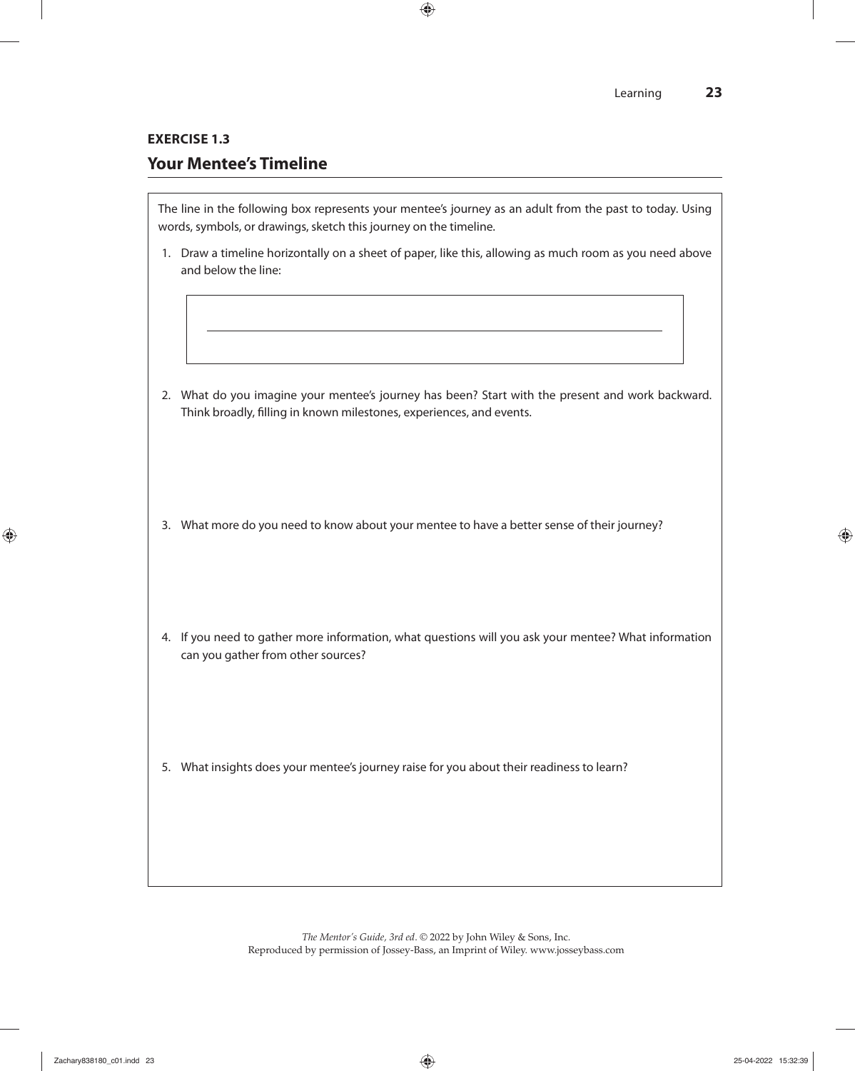**EXERCISE 1.3**

## Your Mentee's Timeline

The line in the following box represents your mentee's journey as an adult from the past to today. Using words, symbols, or drawings, sketch this journey on the timeline.

1. Draw a timeline horizontally on a sheet of paper, like this, allowing as much room as you need above and below the line:

2. What do you imagine your mentee's journey has been? Start with the present and work backward. Think broadly, filling in known milestones, experiences, and events.

3. What more do you need to know about your mentee to have a better sense of their journey?

4. If you need to gather more information, what questions will you ask your mentee? What information can you gather from other sources?

5. What insights does your mentee's journey raise for you about their readiness to learn?

*The Mentor's Guide, 3rd ed*. © 2022 by John Wiley & Sons, Inc.
Reproduced by permission of Jossey-Bass, an Imprint of Wiley. www.josseybass.com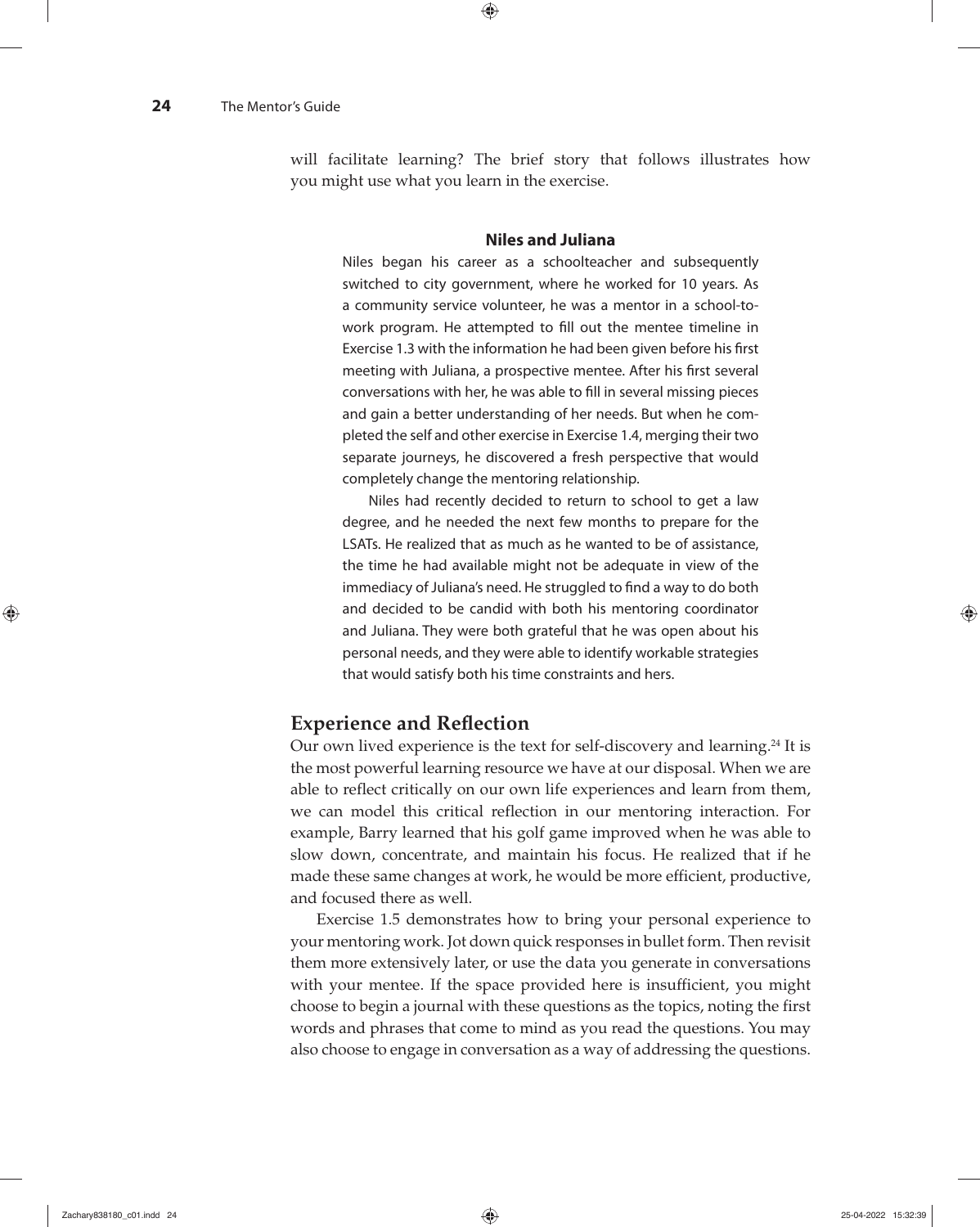will facilitate learning? The brief story that follows illustrates how you might use what you learn in the exercise.

> **Niles and Juliana**
>
> Niles began his career as a schoolteacher and subsequently switched to city government, where he worked for 10 years. As a community service volunteer, he was a mentor in a school-to-work program. He attempted to fill out the mentee timeline in Exercise 1.3 with the information he had been given before his first meeting with Juliana, a prospective mentee. After his first several conversations with her, he was able to fill in several missing pieces and gain a better understanding of her needs. But when he completed the self and other exercise in Exercise 1.4, merging their two separate journeys, he discovered a fresh perspective that would completely change the mentoring relationship.
>
> Niles had recently decided to return to school to get a law degree, and he needed the next few months to prepare for the LSATs. He realized that as much as he wanted to be of assistance, the time he had available might not be adequate in view of the immediacy of Juliana's need. He struggled to find a way to do both and decided to be candid with both his mentoring coordinator and Juliana. They were both grateful that he was open about his personal needs, and they were able to identify workable strategies that would satisfy both his time constraints and hers.

## Experience and Reflection

Our own lived experience is the text for self-discovery and learning.[24] It is the most powerful learning resource we have at our disposal. When we are able to reflect critically on our own life experiences and learn from them, we can model this critical reflection in our mentoring interaction. For example, Barry learned that his golf game improved when he was able to slow down, concentrate, and maintain his focus. He realized that if he made these same changes at work, he would be more efficient, productive, and focused there as well.

Exercise 1.5 demonstrates how to bring your personal experience to your mentoring work. Jot down quick responses in bullet form. Then revisit them more extensively later, or use the data you generate in conversations with your mentee. If the space provided here is insufficient, you might choose to begin a journal with these questions as the topics, noting the first words and phrases that come to mind as you read the questions. You may also choose to engage in conversation as a way of addressing the questions.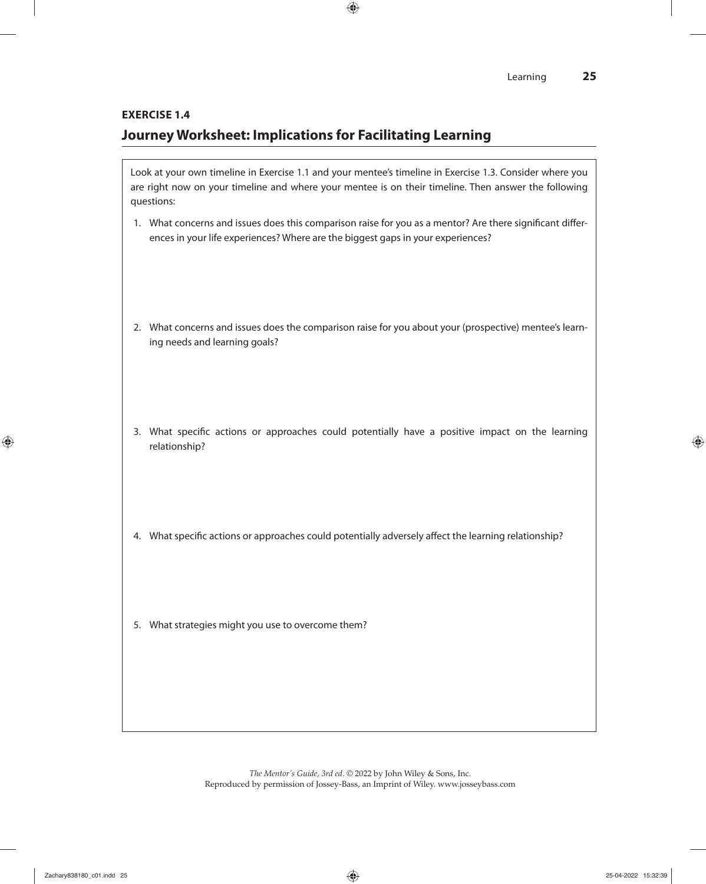**EXERCISE 1.4**

## Journey Worksheet: Implications for Facilitating Learning

Look at your own timeline in Exercise 1.1 and your mentee's timeline in Exercise 1.3. Consider where you are right now on your timeline and where your mentee is on their timeline. Then answer the following questions:

1. What concerns and issues does this comparison raise for you as a mentor? Are there significant differences in your life experiences? Where are the biggest gaps in your experiences?

2. What concerns and issues does the comparison raise for you about your (prospective) mentee's learning needs and learning goals?

3. What specific actions or approaches could potentially have a positive impact on the learning relationship?

4. What specific actions or approaches could potentially adversely affect the learning relationship?

5. What strategies might you use to overcome them?

*The Mentor's Guide, 3rd ed*. © 2022 by John Wiley & Sons, Inc.
Reproduced by permission of Jossey-Bass, an Imprint of Wiley. www.josseybass.com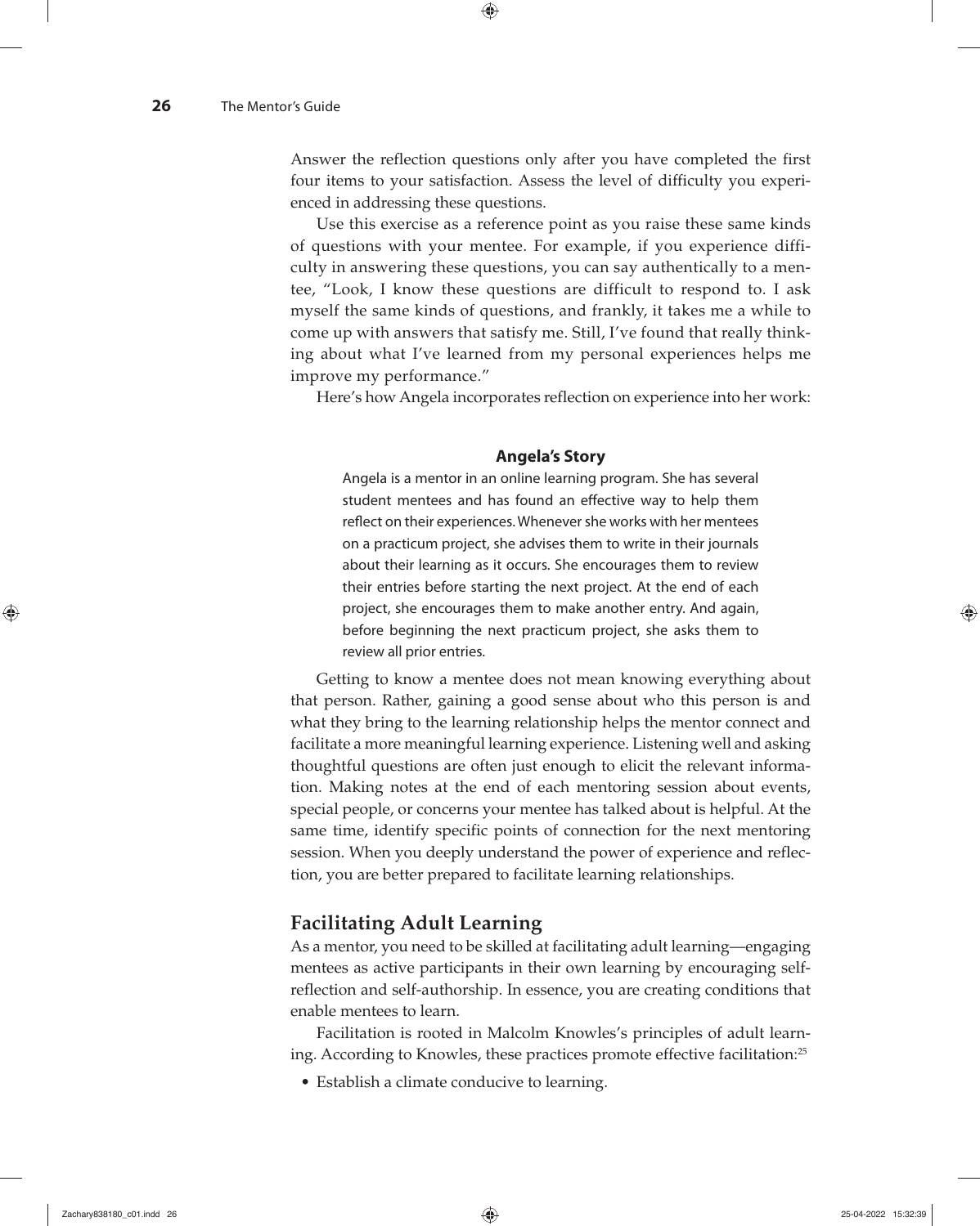Answer the reflection questions only after you have completed the first four items to your satisfaction. Assess the level of difficulty you experienced in addressing these questions.

Use this exercise as a reference point as you raise these same kinds of questions with your mentee. For example, if you experience difficulty in answering these questions, you can say authentically to a mentee, "Look, I know these questions are difficult to respond to. I ask myself the same kinds of questions, and frankly, it takes me a while to come up with answers that satisfy me. Still, I've found that really thinking about what I've learned from my personal experiences helps me improve my performance."

Here's how Angela incorporates reflection on experience into her work:

### Angela's Story

Angela is a mentor in an online learning program. She has several student mentees and has found an effective way to help them reflect on their experiences. Whenever she works with her mentees on a practicum project, she advises them to write in their journals about their learning as it occurs. She encourages them to review their entries before starting the next project. At the end of each project, she encourages them to make another entry. And again, before beginning the next practicum project, she asks them to review all prior entries.

Getting to know a mentee does not mean knowing everything about that person. Rather, gaining a good sense about who this person is and what they bring to the learning relationship helps the mentor connect and facilitate a more meaningful learning experience. Listening well and asking thoughtful questions are often just enough to elicit the relevant information. Making notes at the end of each mentoring session about events, special people, or concerns your mentee has talked about is helpful. At the same time, identify specific points of connection for the next mentoring session. When you deeply understand the power of experience and reflection, you are better prepared to facilitate learning relationships.

## Facilitating Adult Learning

As a mentor, you need to be skilled at facilitating adult learning—engaging mentees as active participants in their own learning by encouraging self-reflection and self-authorship. In essence, you are creating conditions that enable mentees to learn.

Facilitation is rooted in Malcolm Knowles's principles of adult learning. According to Knowles, these practices promote effective facilitation:[25]

- Establish a climate conducive to learning.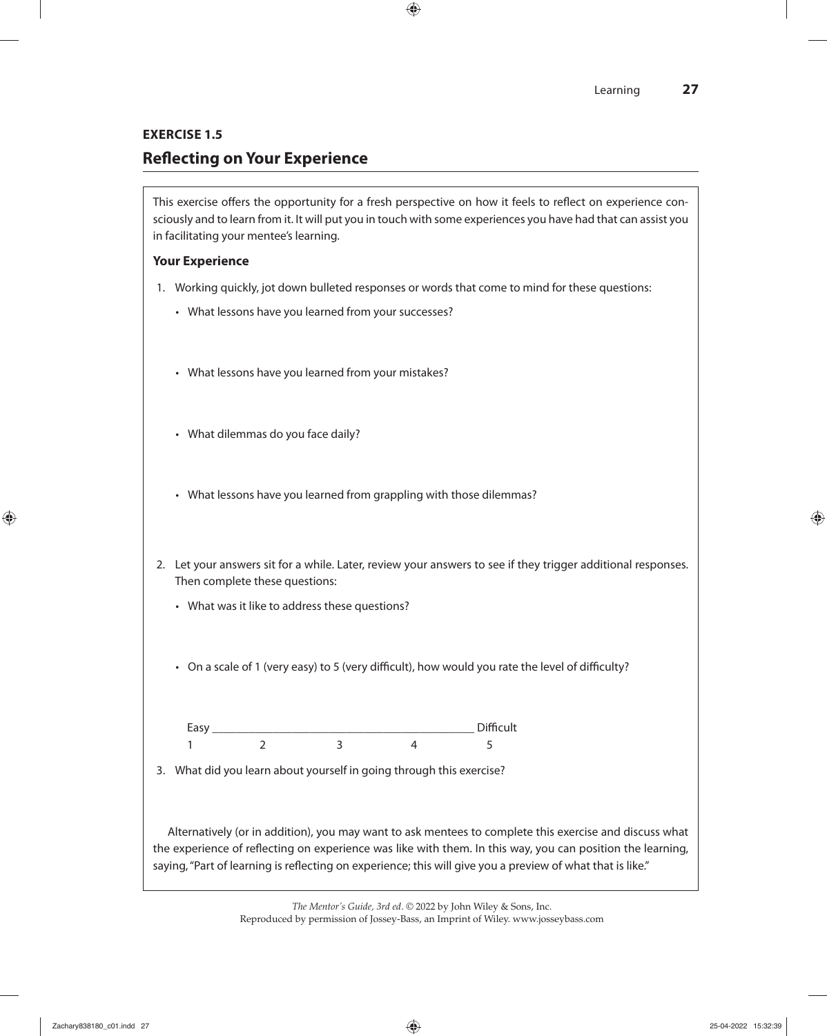**EXERCISE 1.5**

## Reflecting on Your Experience

This exercise offers the opportunity for a fresh perspective on how it feels to reflect on experience consciously and to learn from it. It will put you in touch with some experiences you have had that can assist you in facilitating your mentee's learning.

**Your Experience**

1. Working quickly, jot down bulleted responses or words that come to mind for these questions:
   - What lessons have you learned from your successes?
   - What lessons have you learned from your mistakes?
   - What dilemmas do you face daily?
   - What lessons have you learned from grappling with those dilemmas?
2. Let your answers sit for a while. Later, review your answers to see if they trigger additional responses. Then complete these questions:
   - What was it like to address these questions?
   - On a scale of 1 (very easy) to 5 (very difficult), how would you rate the level of difficulty?

   Easy ________________________________________ Difficult
   1 2 3 4 5

3. What did you learn about yourself in going through this exercise?

Alternatively (or in addition), you may want to ask mentees to complete this exercise and discuss what the experience of reflecting on experience was like with them. In this way, you can position the learning, saying, "Part of learning is reflecting on experience; this will give you a preview of what that is like."

*The Mentor's Guide, 3rd ed*. © 2022 by John Wiley & Sons, Inc.
Reproduced by permission of Jossey-Bass, an Imprint of Wiley. www.josseybass.com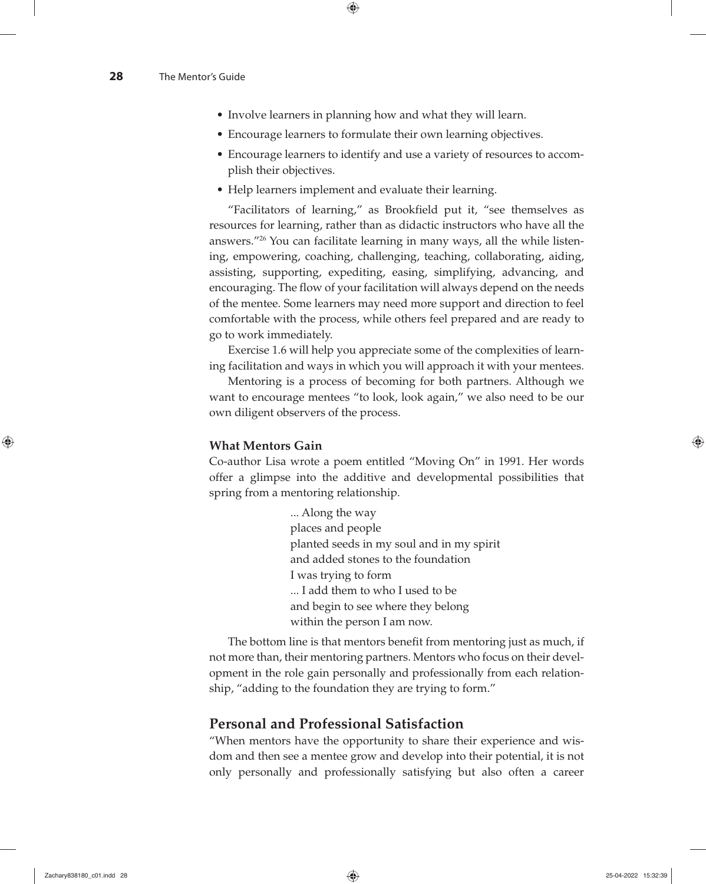- Involve learners in planning how and what they will learn.
- Encourage learners to formulate their own learning objectives.
- Encourage learners to identify and use a variety of resources to accomplish their objectives.
- Help learners implement and evaluate their learning.

"Facilitators of learning," as Brookfield put it, "see themselves as resources for learning, rather than as didactic instructors who have all the answers."[26] You can facilitate learning in many ways, all the while listening, empowering, coaching, challenging, teaching, collaborating, aiding, assisting, supporting, expediting, easing, simplifying, advancing, and encouraging. The flow of your facilitation will always depend on the needs of the mentee. Some learners may need more support and direction to feel comfortable with the process, while others feel prepared and are ready to go to work immediately.

Exercise 1.6 will help you appreciate some of the complexities of learning facilitation and ways in which you will approach it with your mentees.

Mentoring is a process of becoming for both partners. Although we want to encourage mentees "to look, look again," we also need to be our own diligent observers of the process.

### What Mentors Gain

Co-author Lisa wrote a poem entitled "Moving On" in 1991. Her words offer a glimpse into the additive and developmental possibilities that spring from a mentoring relationship.

> ... Along the way  
> places and people  
> planted seeds in my soul and in my spirit  
> and added stones to the foundation  
> I was trying to form  
> ... I add them to who I used to be  
> and begin to see where they belong  
> within the person I am now.

The bottom line is that mentors benefit from mentoring just as much, if not more than, their mentoring partners. Mentors who focus on their development in the role gain personally and professionally from each relationship, "adding to the foundation they are trying to form."

## Personal and Professional Satisfaction

"When mentors have the opportunity to share their experience and wisdom and then see a mentee grow and develop into their potential, it is not only personally and professionally satisfying but also often a career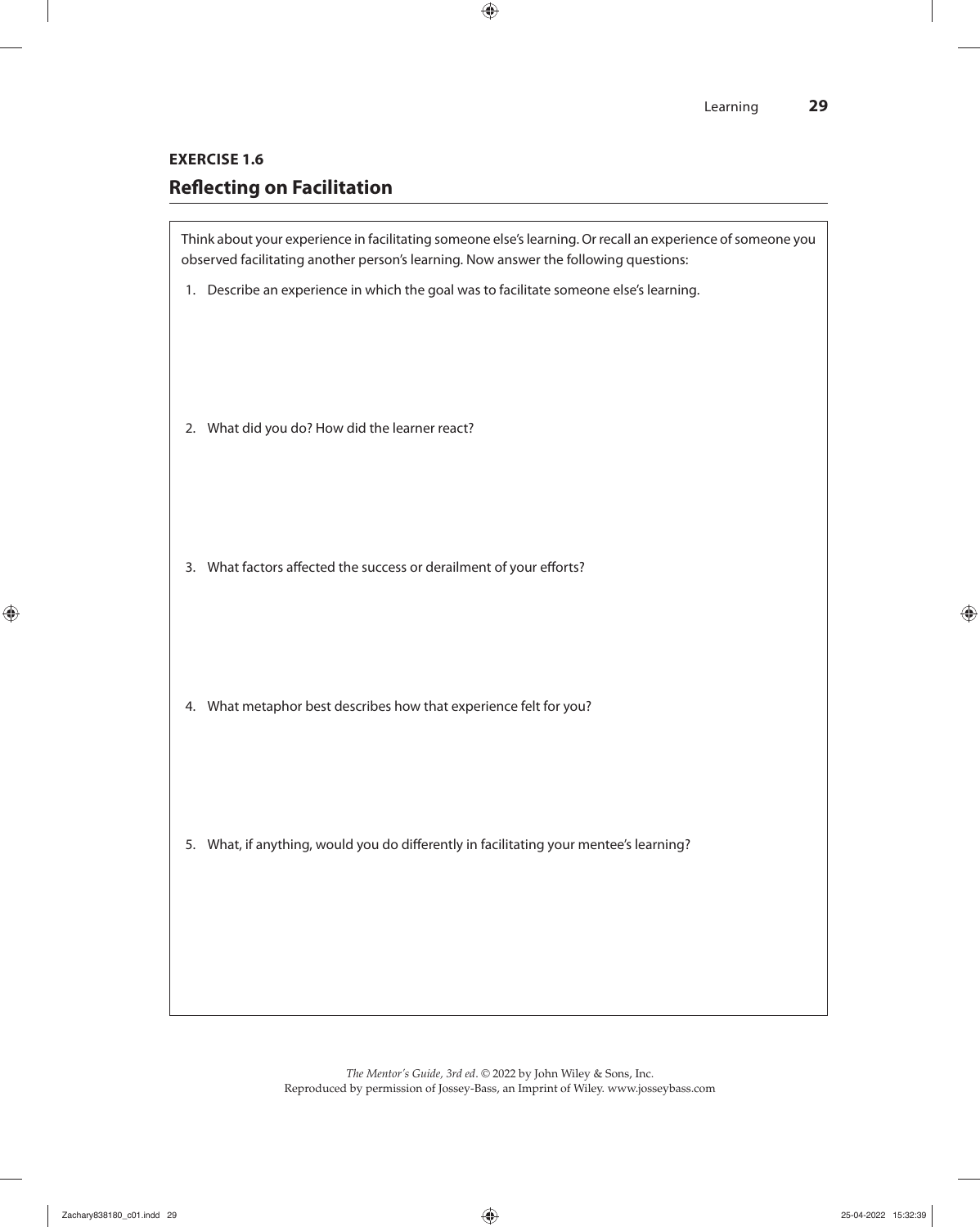**EXERCISE 1.6**

## Reflecting on Facilitation

Think about your experience in facilitating someone else's learning. Or recall an experience of someone you observed facilitating another person's learning. Now answer the following questions:

1. Describe an experience in which the goal was to facilitate someone else's learning.

2. What did you do? How did the learner react?

3. What factors affected the success or derailment of your efforts?

4. What metaphor best describes how that experience felt for you?

5. What, if anything, would you do differently in facilitating your mentee's learning?

*The Mentor's Guide, 3rd ed*. © 2022 by John Wiley & Sons, Inc.
Reproduced by permission of Jossey-Bass, an Imprint of Wiley. www.josseybass.com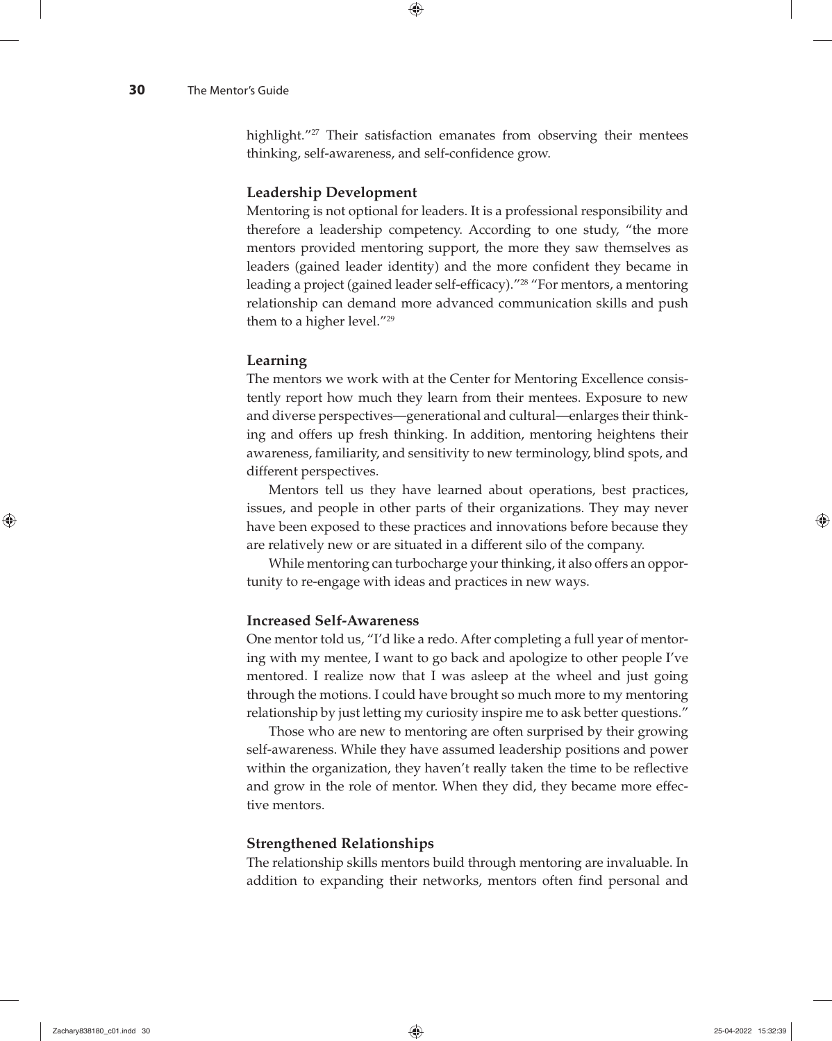highlight."[27] Their satisfaction emanates from observing their mentees thinking, self-awareness, and self-confidence grow.

### Leadership Development

Mentoring is not optional for leaders. It is a professional responsibility and therefore a leadership competency. According to one study, "the more mentors provided mentoring support, the more they saw themselves as leaders (gained leader identity) and the more confident they became in leading a project (gained leader self-efficacy)."[28] "For mentors, a mentoring relationship can demand more advanced communication skills and push them to a higher level."[29]

### Learning

The mentors we work with at the Center for Mentoring Excellence consistently report how much they learn from their mentees. Exposure to new and diverse perspectives—generational and cultural—enlarges their thinking and offers up fresh thinking. In addition, mentoring heightens their awareness, familiarity, and sensitivity to new terminology, blind spots, and different perspectives.

Mentors tell us they have learned about operations, best practices, issues, and people in other parts of their organizations. They may never have been exposed to these practices and innovations before because they are relatively new or are situated in a different silo of the company.

While mentoring can turbocharge your thinking, it also offers an opportunity to re-engage with ideas and practices in new ways.

### Increased Self-Awareness

One mentor told us, "I'd like a redo. After completing a full year of mentoring with my mentee, I want to go back and apologize to other people I've mentored. I realize now that I was asleep at the wheel and just going through the motions. I could have brought so much more to my mentoring relationship by just letting my curiosity inspire me to ask better questions."

Those who are new to mentoring are often surprised by their growing self-awareness. While they have assumed leadership positions and power within the organization, they haven't really taken the time to be reflective and grow in the role of mentor. When they did, they became more effective mentors.

### Strengthened Relationships

The relationship skills mentors build through mentoring are invaluable. In addition to expanding their networks, mentors often find personal and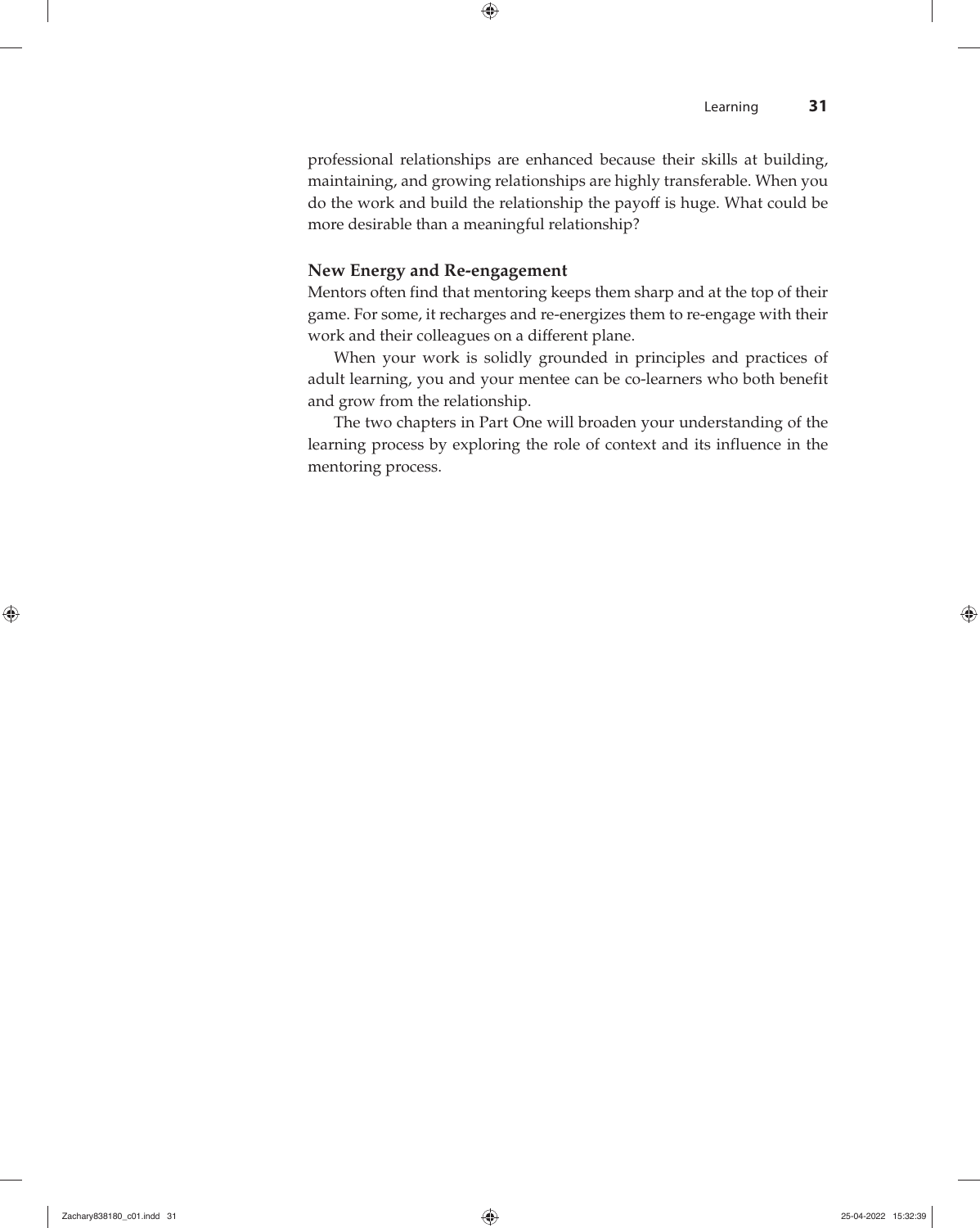professional relationships are enhanced because their skills at building, maintaining, and growing relationships are highly transferable. When you do the work and build the relationship the payoff is huge. What could be more desirable than a meaningful relationship?

### New Energy and Re-engagement

Mentors often find that mentoring keeps them sharp and at the top of their game. For some, it recharges and re-energizes them to re-engage with their work and their colleagues on a different plane.

When your work is solidly grounded in principles and practices of adult learning, you and your mentee can be co-learners who both benefit and grow from the relationship.

The two chapters in Part One will broaden your understanding of the learning process by exploring the role of context and its influence in the mentoring process.